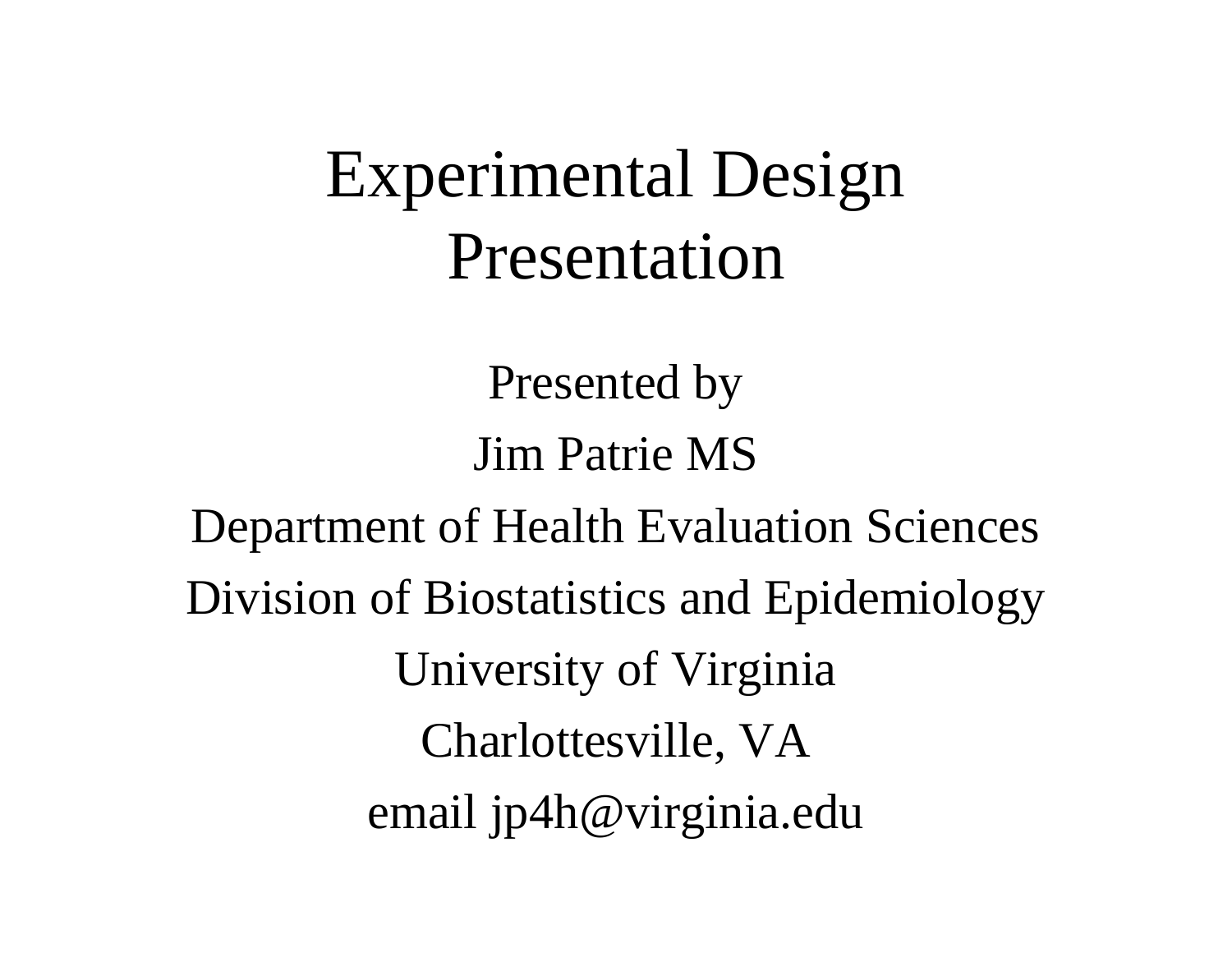# Experimental Design Presentation

Presented by

Jim Patrie MS

Department of Health Evaluation Sciences

Division of Biostatistics and Epidemiology

University of Virginia

Charlottesville, VA

email jp4h@virginia.edu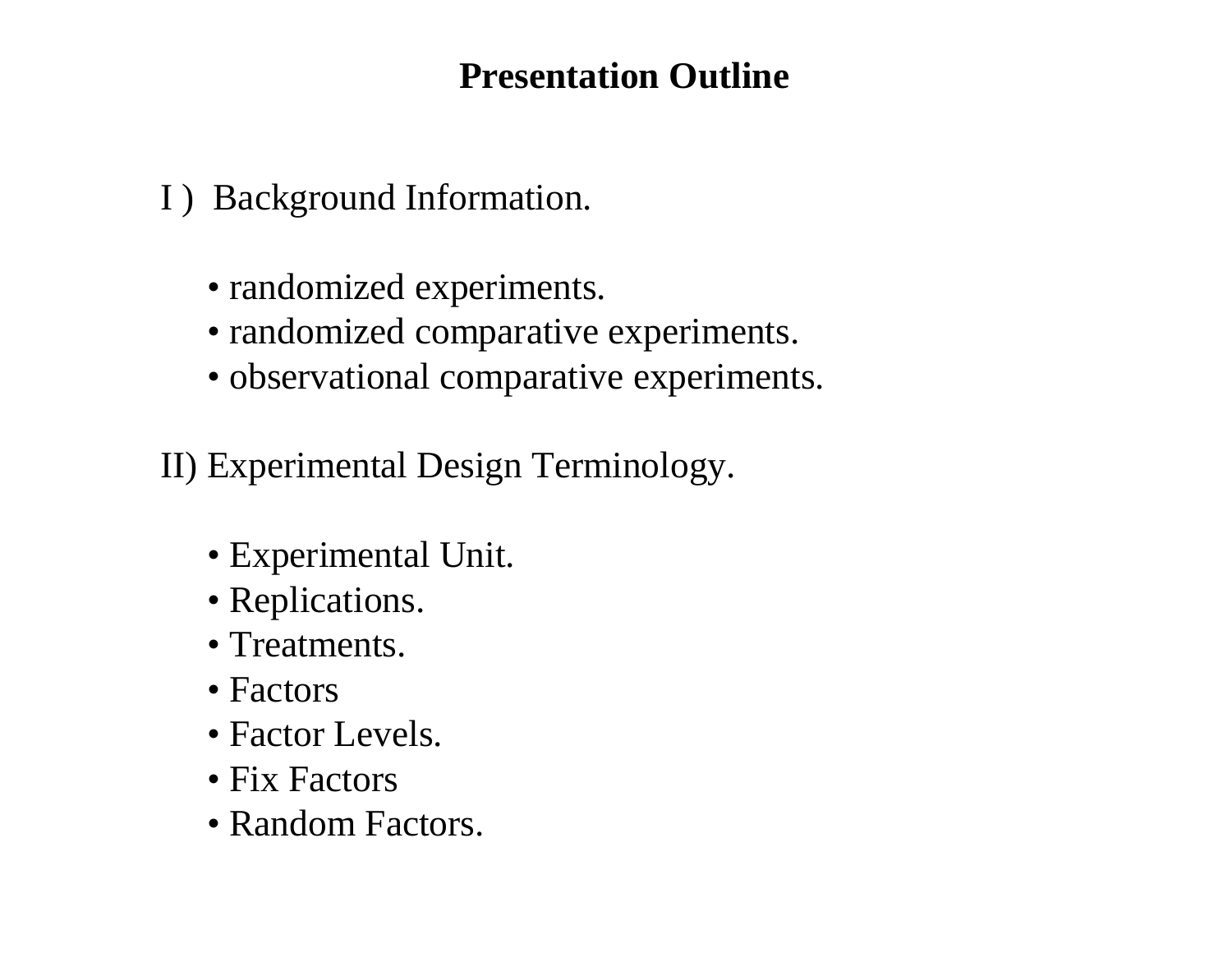# Presentation Outline

I ) Background Information.

- randomized experiments.
- randomized comparative experiments.
- observational comparative experiments.

II) Experimental Design Terminology.

- Experimental Unit.
- Replications.
- Treatments.
- Factors
- Factor Levels.
- Fix Factors
- Random Factors.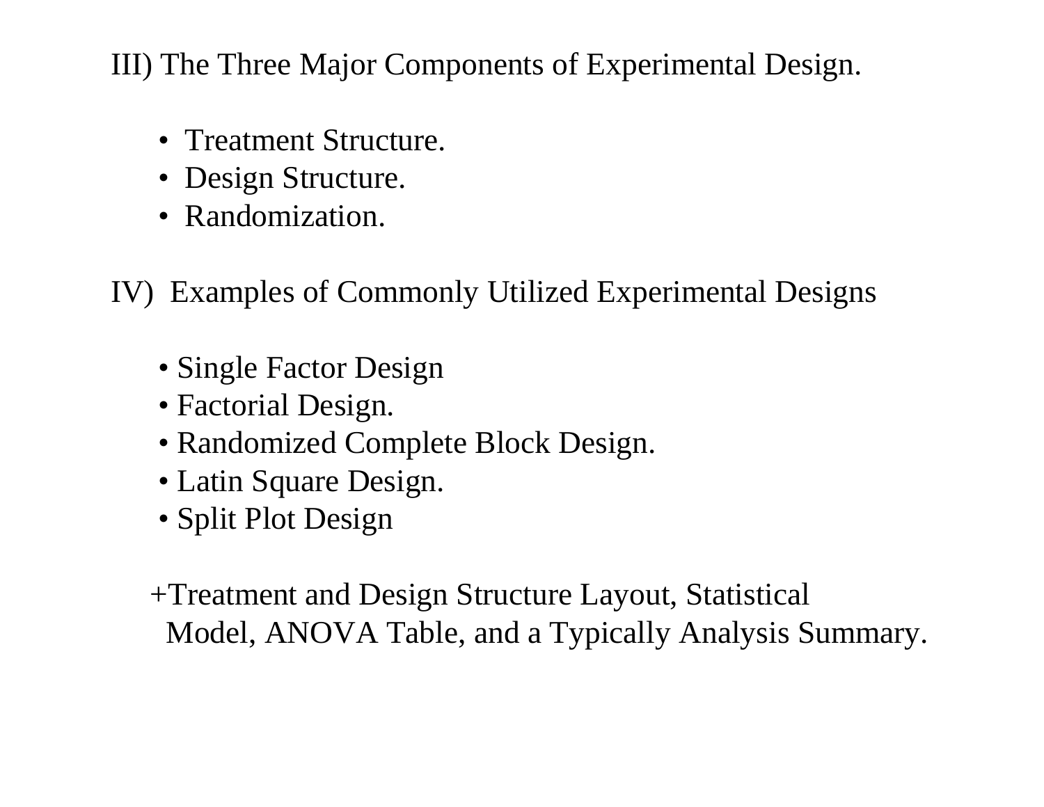III) The Three Major Components of Experimental Design.

- Treatment Structure.
- Design Structure.
- Randomization.

IV) Examples of Commonly Utilized Experimental Designs

- Single Factor Design
- Factorial Design.
- Randomized Complete Block Design.
- Latin Square Design.
- Split Plot Design

+Treatment and Design Structure Layout, Statistical Model, ANOVA Table, and a Typically Analysis Summary.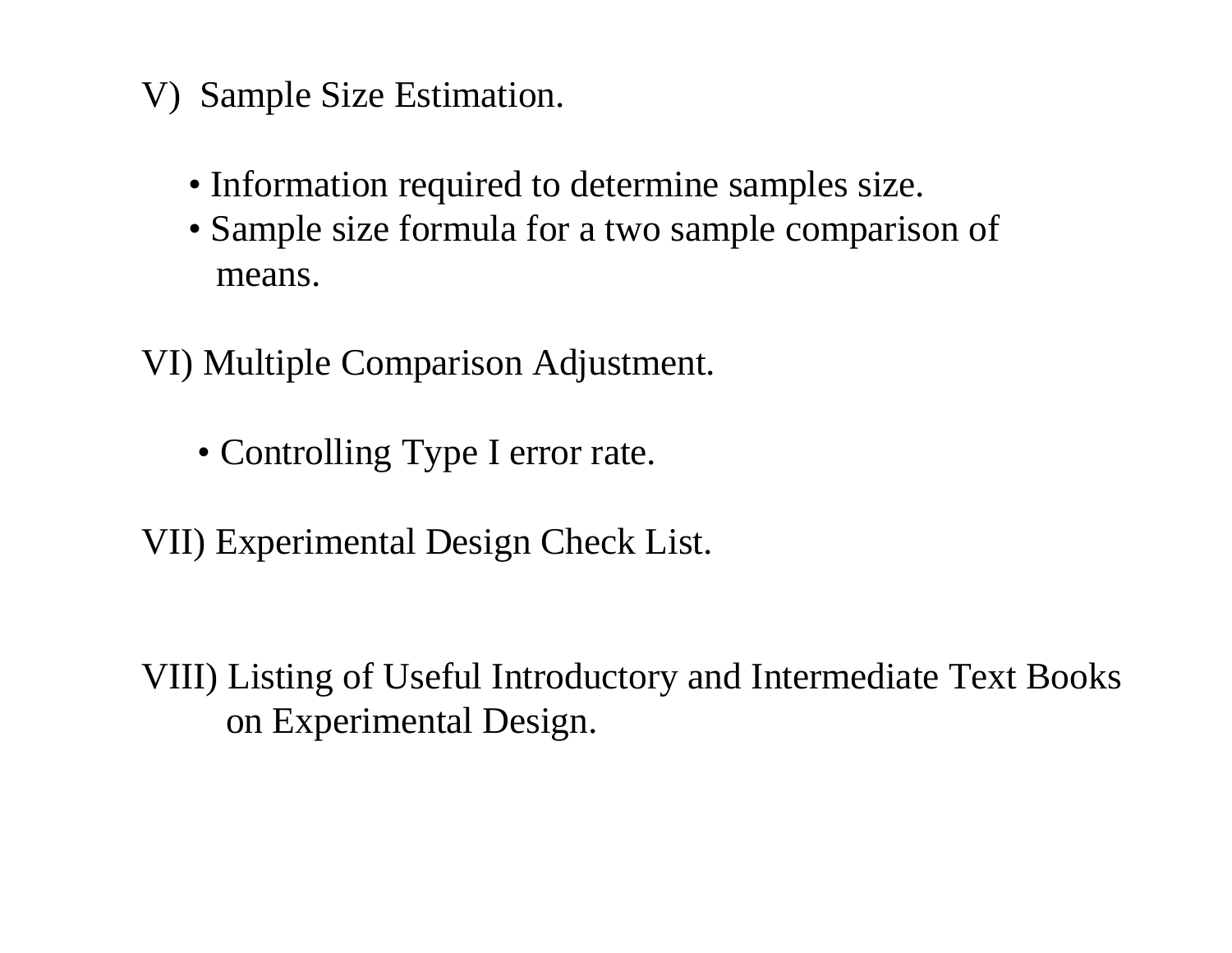V) Sample Size Estimation.

- Information required to determine samples size.
- Sample size formula for a two sample comparison of means.

VI) Multiple Comparison Adjustment.

- Controlling Type I error rate.

VII) Experimental Design Check List.

VIII) Listing of Useful Introductory and Intermediate Text Books on Experimental Design.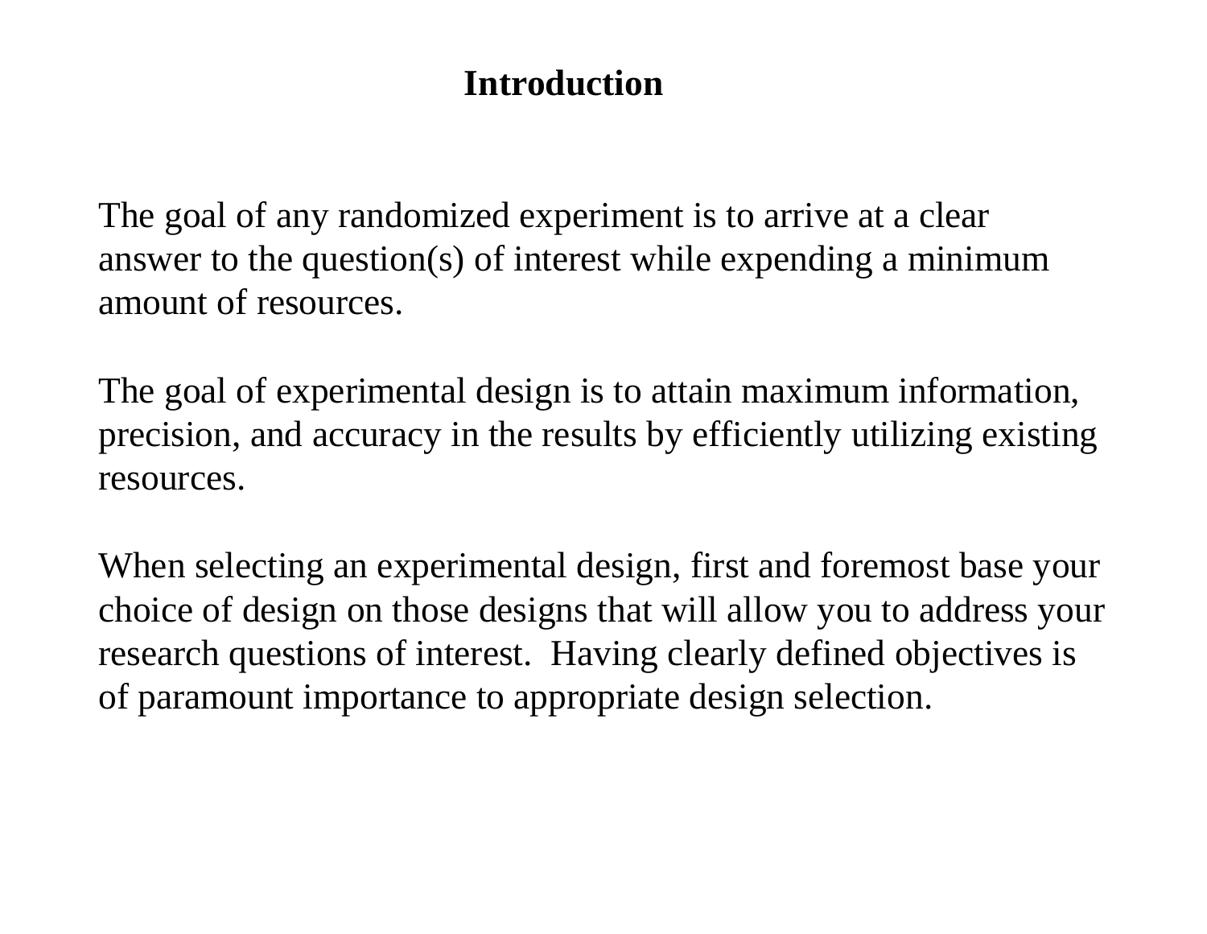## Introduction

The goal of any randomized experiment is to arrive at a clear answer to the question(s) of interest while expending a minimum amount of resources.

The goal of experimental design is to attain maximum information, precision, and accuracy in the results by efficiently utilizing existing resources.

When selecting an experimental design, first and foremost base your choice of design on those designs that will allow you to address your research questions of interest. Having clearly defined objectives is of paramount importance to appropriate design selection.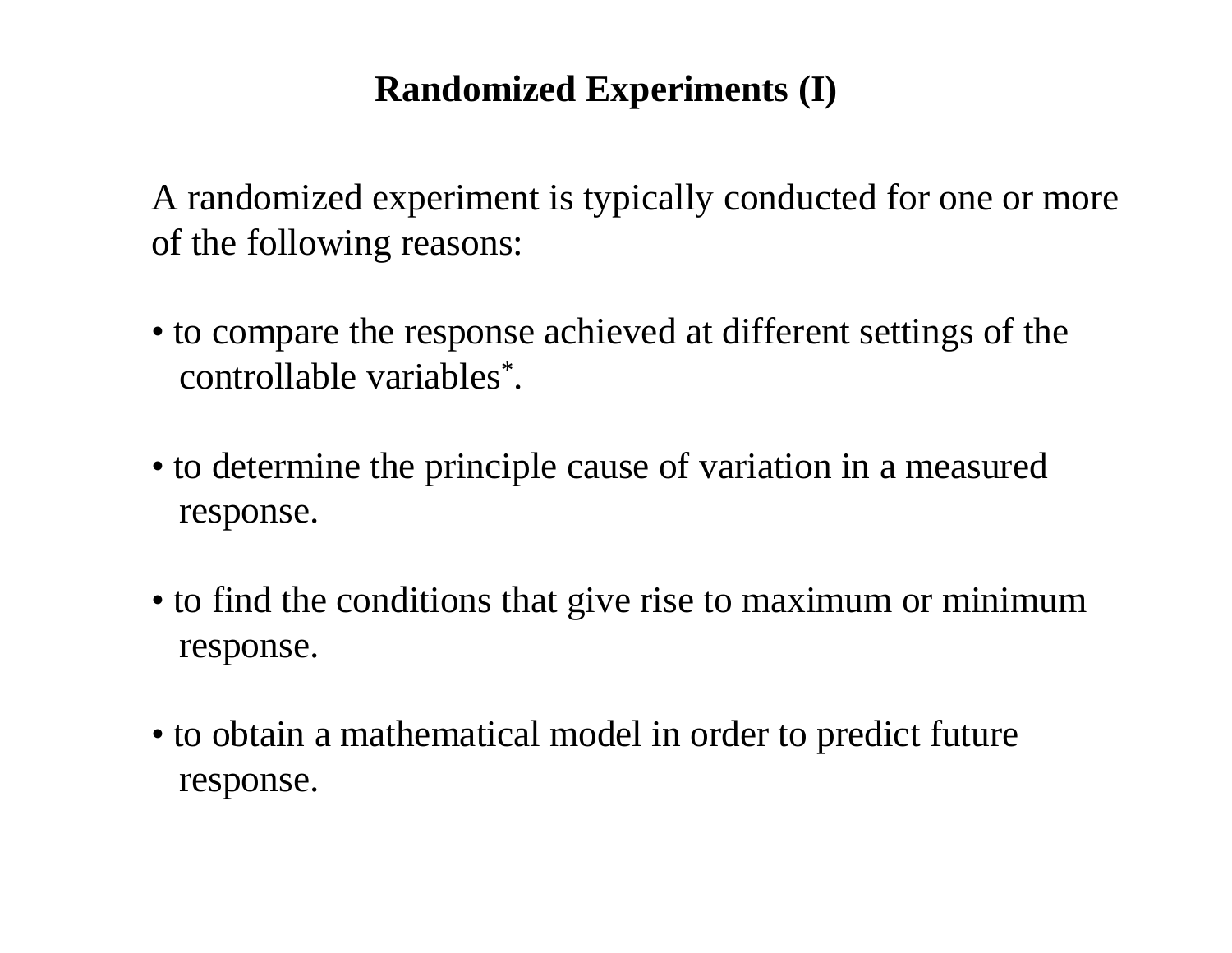# Randomized Experiments (I)

A randomized experiment is typically conducted for one or more of the following reasons:

- to compare the response achieved at different settings of the controllable variables*.

- to determine the principle cause of variation in a measured response.

- to find the conditions that give rise to maximum or minimum response.

- to obtain a mathematical model in order to predict future response.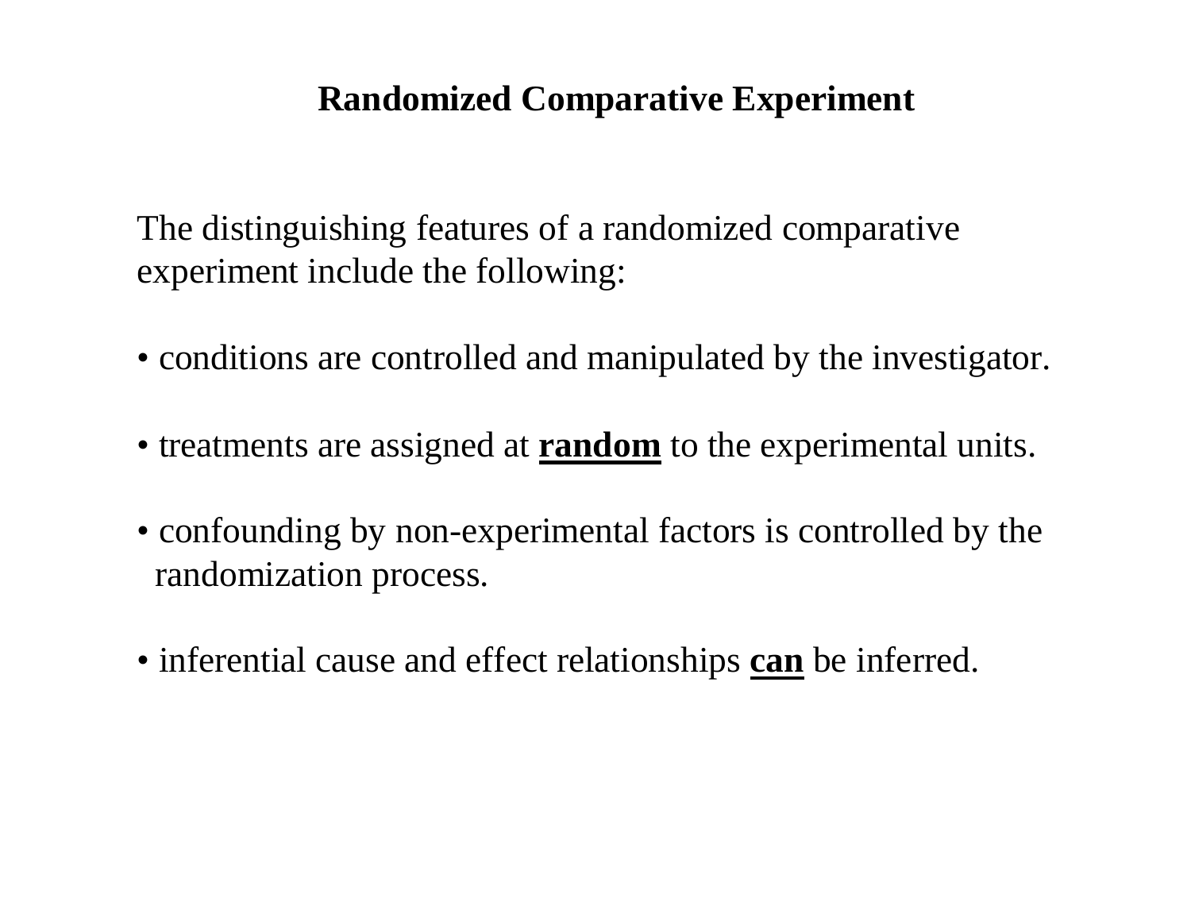# Randomized Comparative Experiment

The distinguishing features of a randomized comparative experiment include the following:

- conditions are controlled and manipulated by the investigator.

- treatments are assigned at **random** to the experimental units.

- confounding by non-experimental factors is controlled by the randomization process.

- inferential cause and effect relationships **can** be inferred.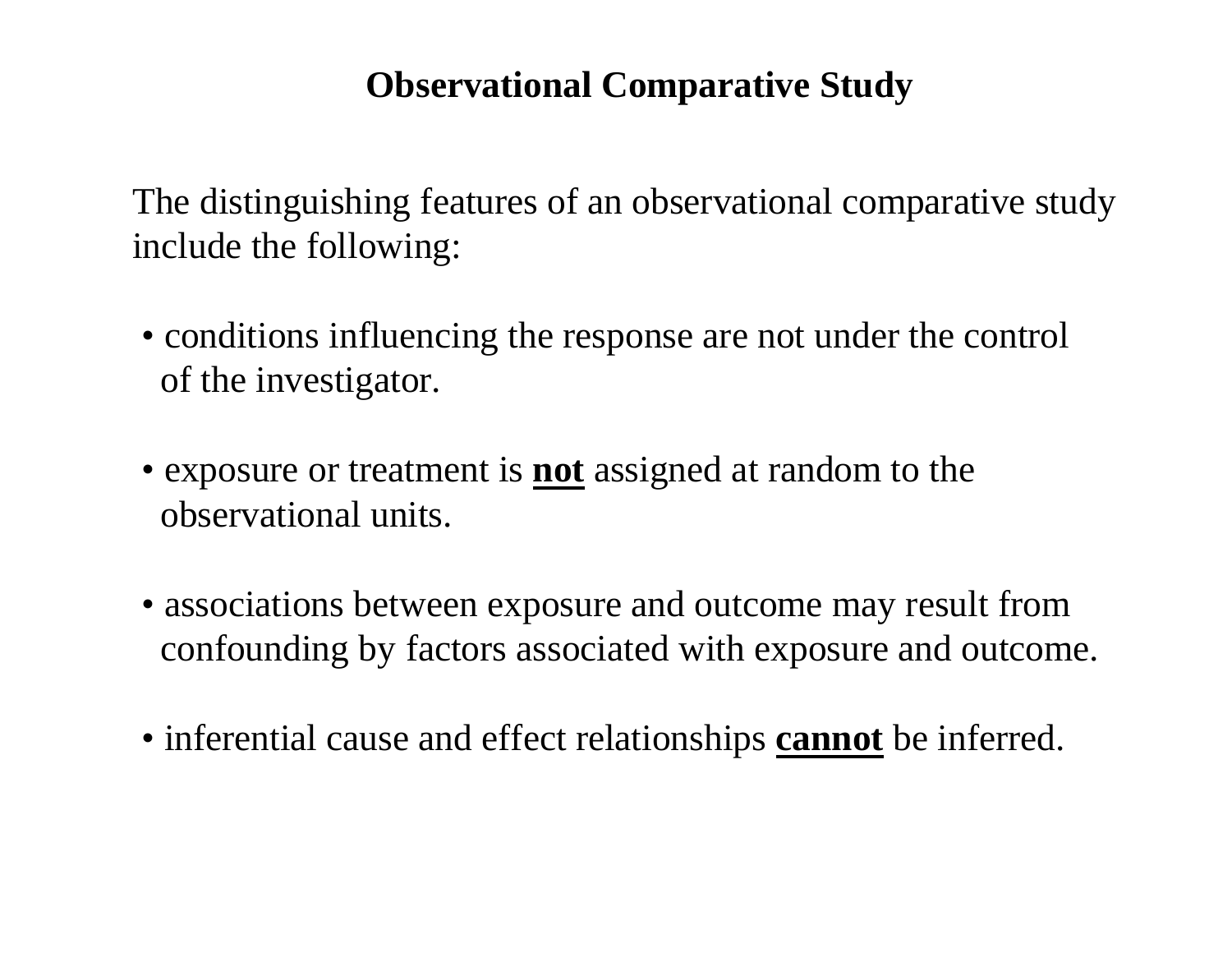## Observational Comparative Study

The distinguishing features of an observational comparative study include the following:

- conditions influencing the response are not under the control of the investigator.
- exposure or treatment is **<u>not</u>** assigned at random to the observational units.
- associations between exposure and outcome may result from confounding by factors associated with exposure and outcome.
- inferential cause and effect relationships **<u>cannot</u>** be inferred.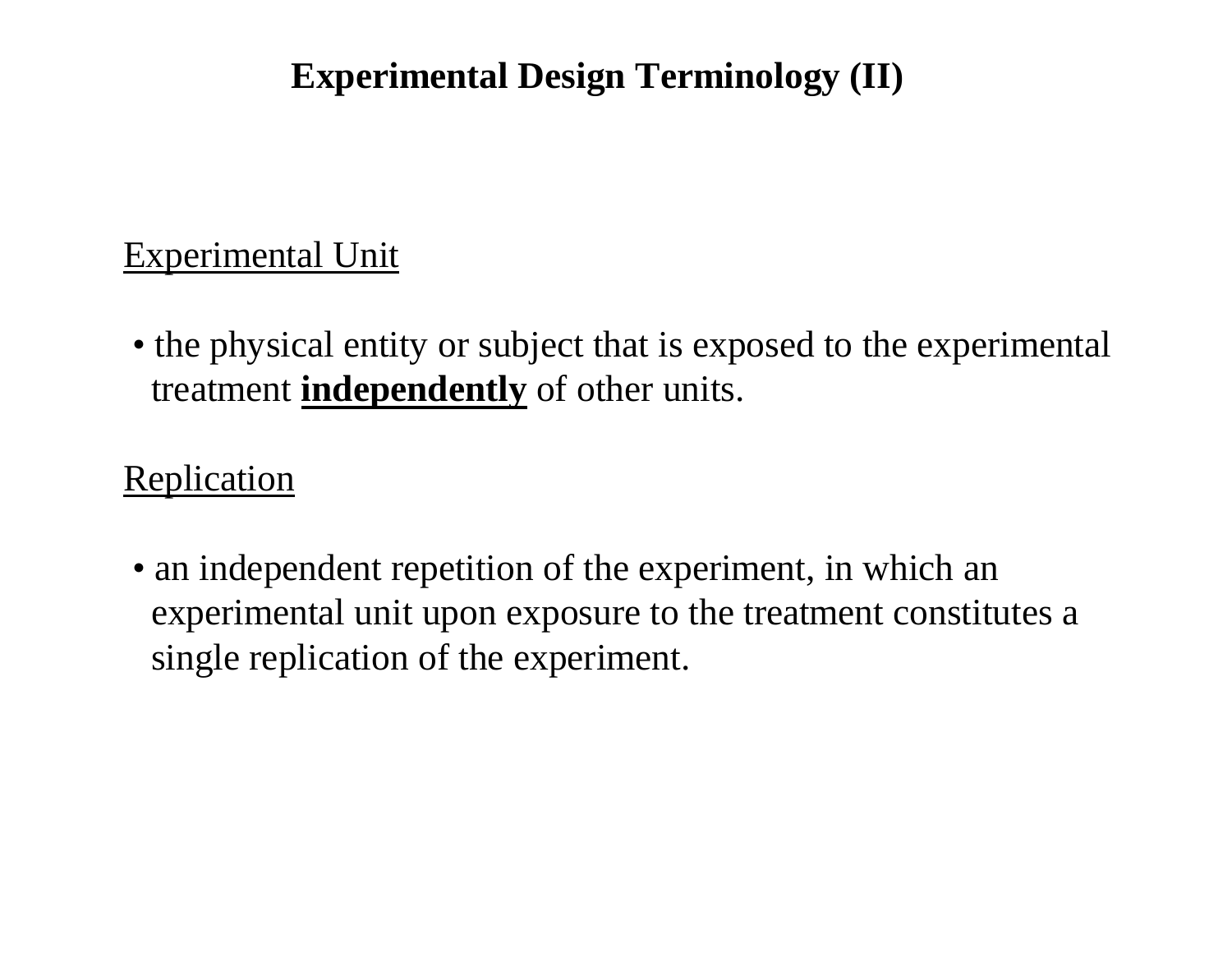# Experimental Design Terminology (II)

## Experimental Unit

- the physical entity or subject that is exposed to the experimental treatment **independently** of other units.

## Replication

- an independent repetition of the experiment, in which an experimental unit upon exposure to the treatment constitutes a single replication of the experiment.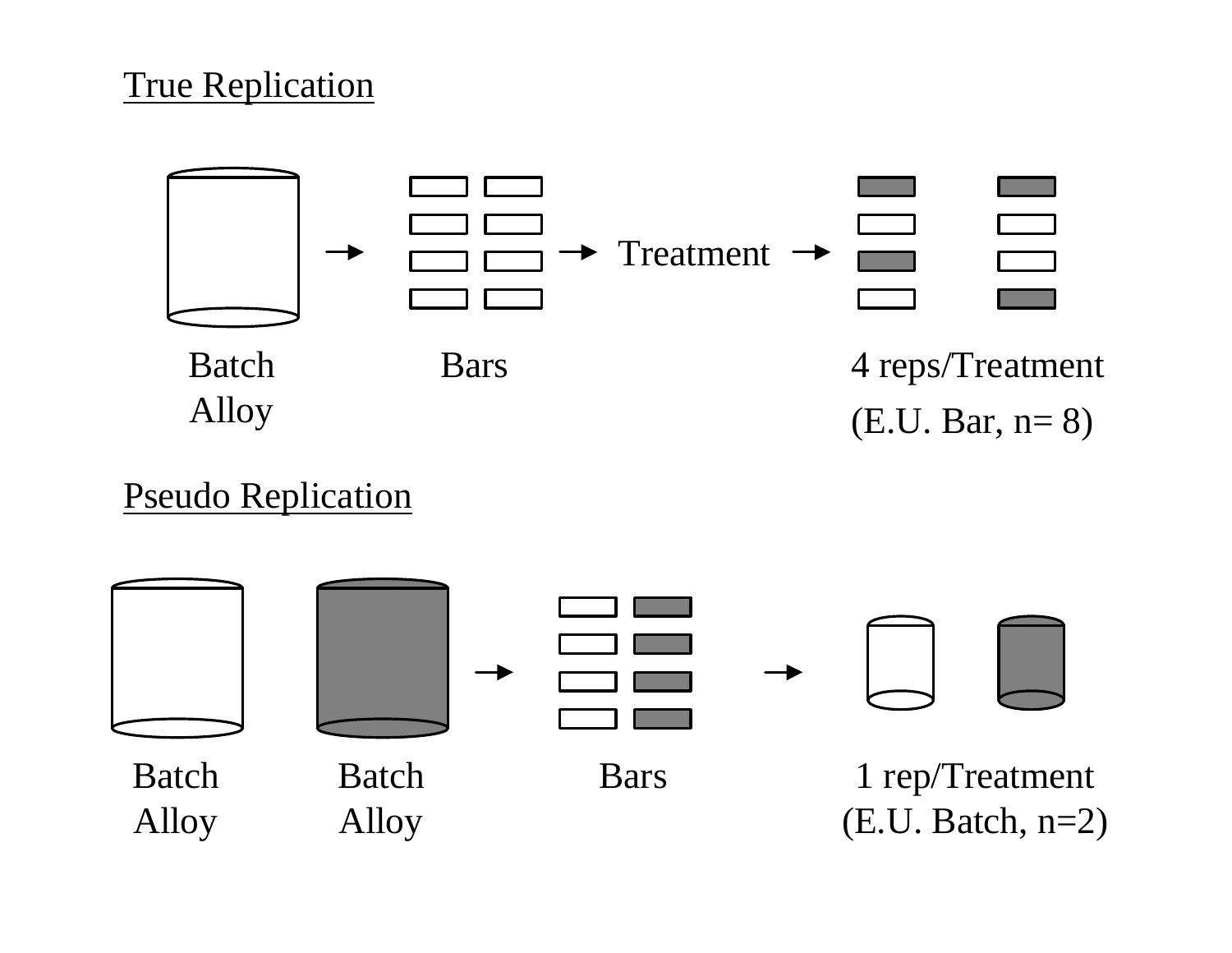## True Replication

Batch Alloy → Bars → Treatment → 4 reps/Treatment

(E.U. Bar, n= 8)

## Pseudo Replication

Batch Alloy, Batch Alloy → Bars → 1 rep/Treatment

(E.U. Batch, n=2)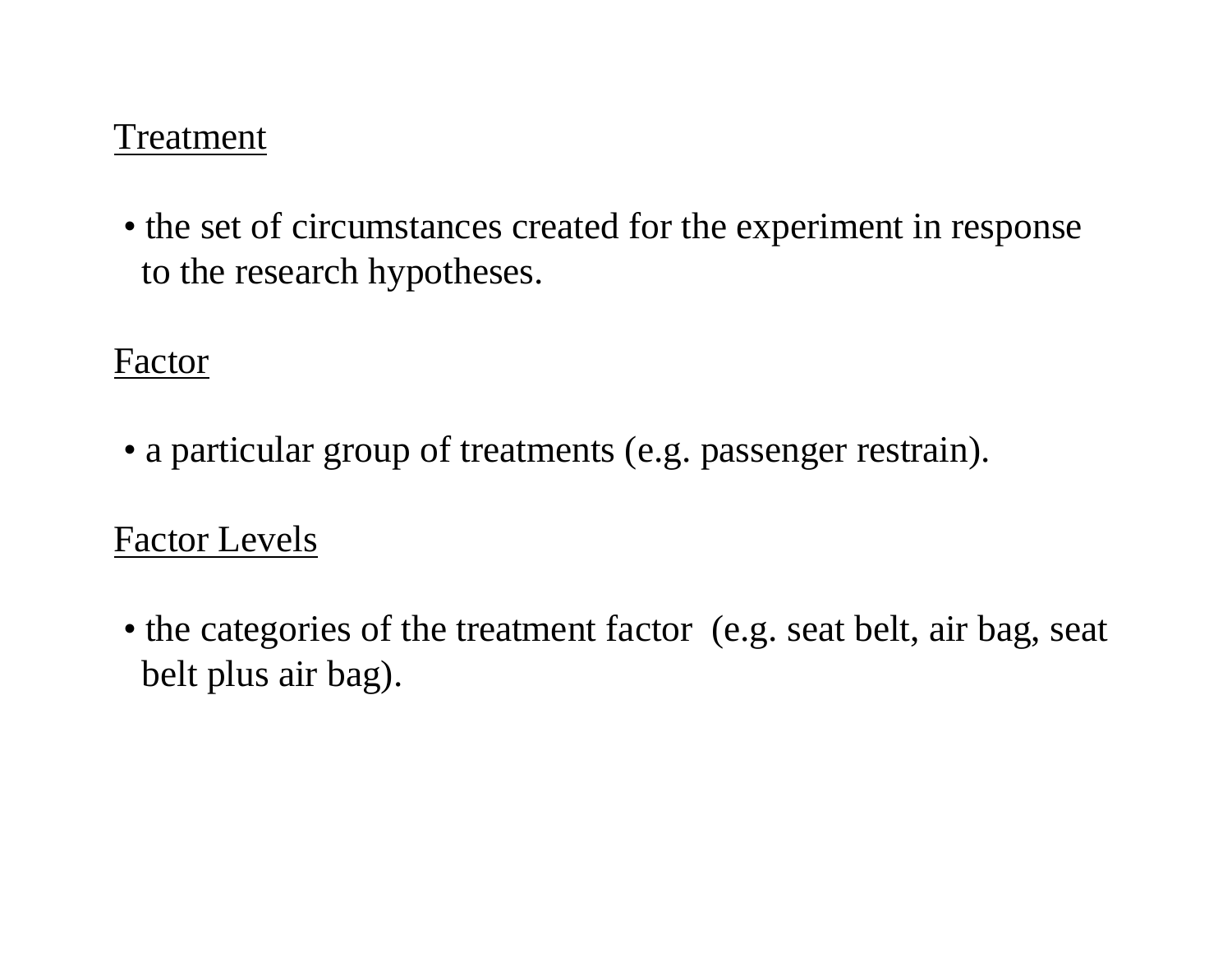<u>Treatment</u>

- the set of circumstances created for the experiment in response to the research hypotheses.

<u>Factor</u>

- a particular group of treatments (e.g. passenger restrain).

<u>Factor Levels</u>

- the categories of the treatment factor (e.g. seat belt, air bag, seat belt plus air bag).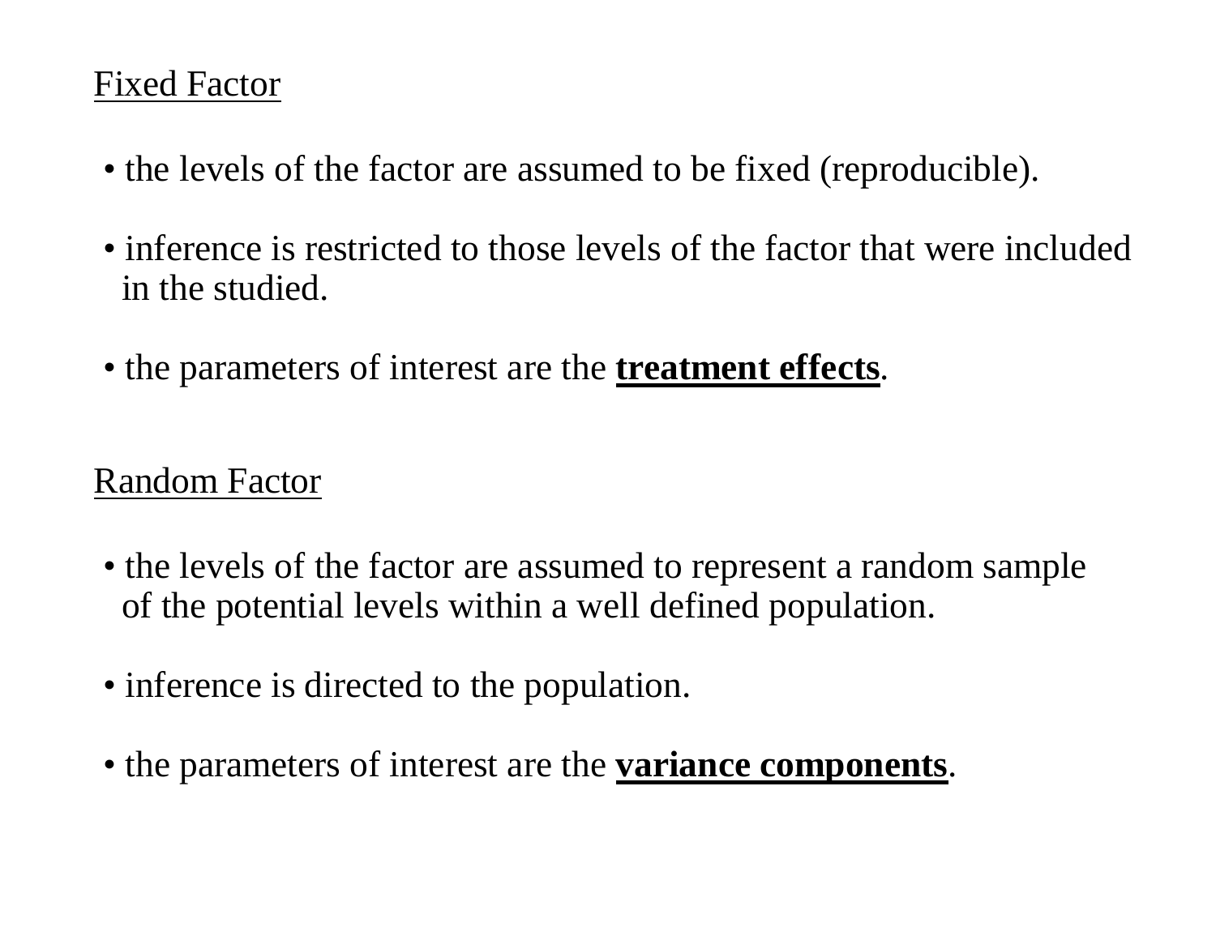<u>Fixed Factor</u>

- the levels of the factor are assumed to be fixed (reproducible).

- inference is restricted to those levels of the factor that were included in the studied.

- the parameters of interest are the **<u>treatment effects</u>**.

<u>Random Factor</u>

- the levels of the factor are assumed to represent a random sample of the potential levels within a well defined population.

- inference is directed to the population.

- the parameters of interest are the **<u>variance components</u>**.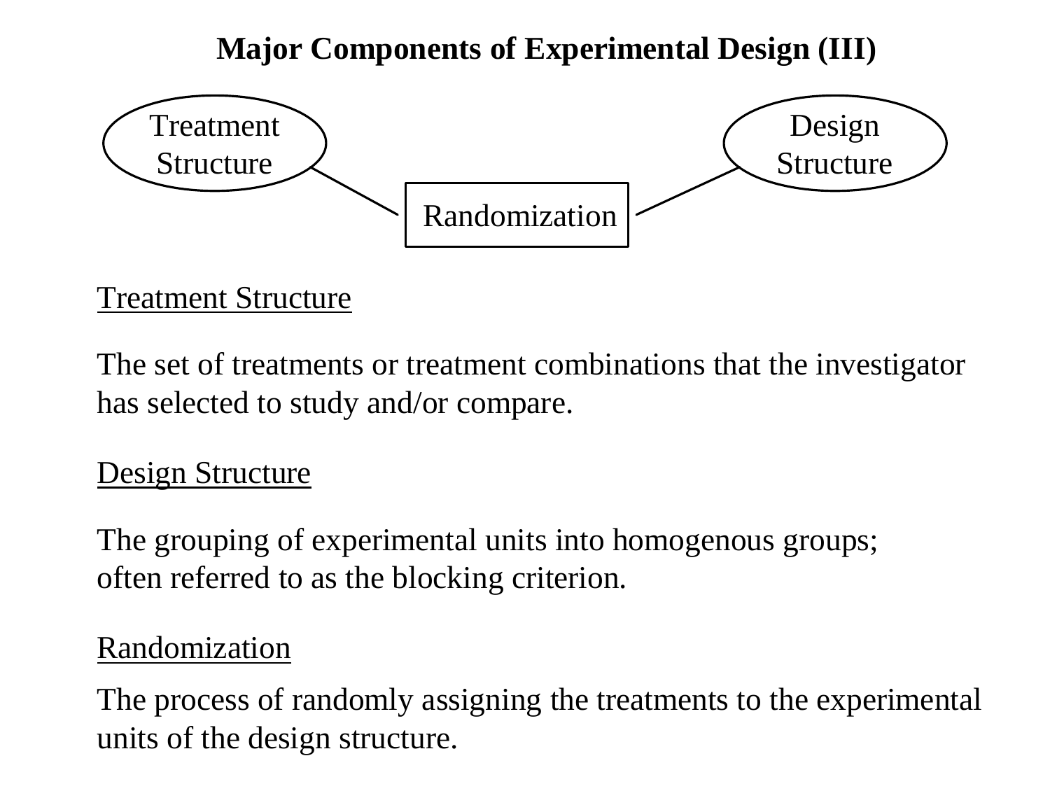# Major Components of Experimental Design (III)

Treatment Structure — Randomization — Design Structure

<u>Treatment Structure</u>

The set of treatments or treatment combinations that the investigator has selected to study and/or compare.

<u>Design Structure</u>

The grouping of experimental units into homogenous groups; often referred to as the blocking criterion.

<u>Randomization</u>

The process of randomly assigning the treatments to the experimental units of the design structure.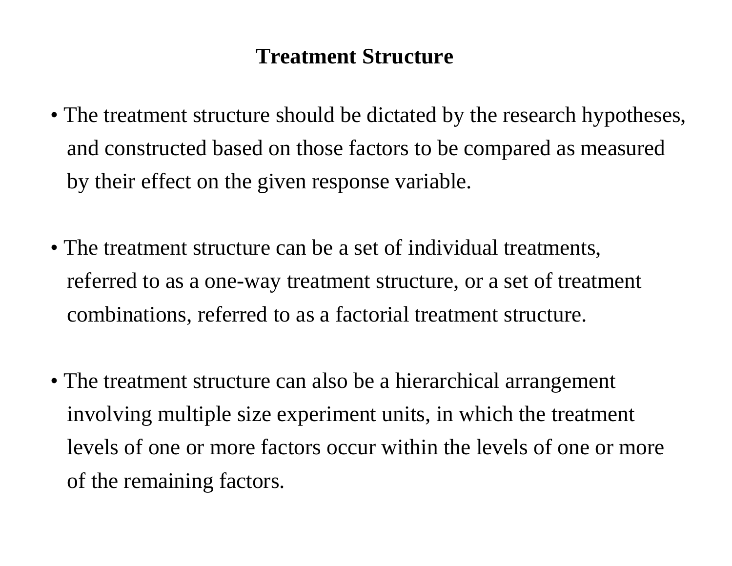# Treatment Structure

- The treatment structure should be dictated by the research hypotheses, and constructed based on those factors to be compared as measured by their effect on the given response variable.

- The treatment structure can be a set of individual treatments, referred to as a one-way treatment structure, or a set of treatment combinations, referred to as a factorial treatment structure.

- The treatment structure can also be a hierarchical arrangement involving multiple size experiment units, in which the treatment levels of one or more factors occur within the levels of one or more of the remaining factors.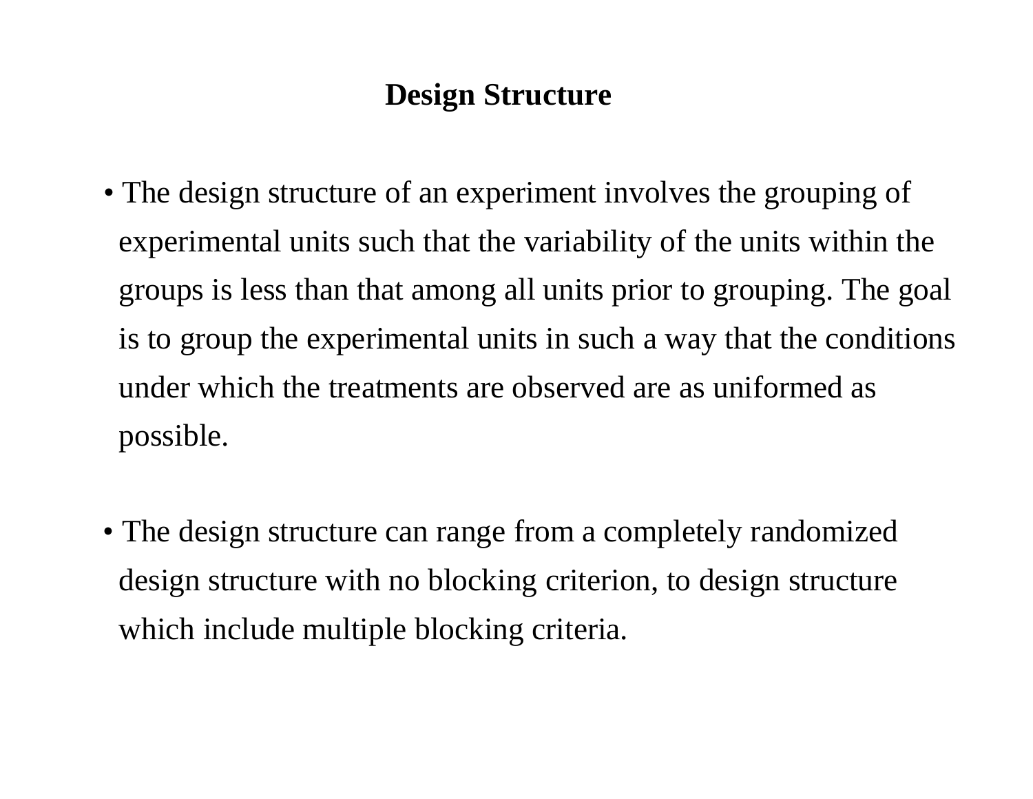# Design Structure

- The design structure of an experiment involves the grouping of experimental units such that the variability of the units within the groups is less than that among all units prior to grouping. The goal is to group the experimental units in such a way that the conditions under which the treatments are observed are as uniformed as possible.

- The design structure can range from a completely randomized design structure with no blocking criterion, to design structure which include multiple blocking criteria.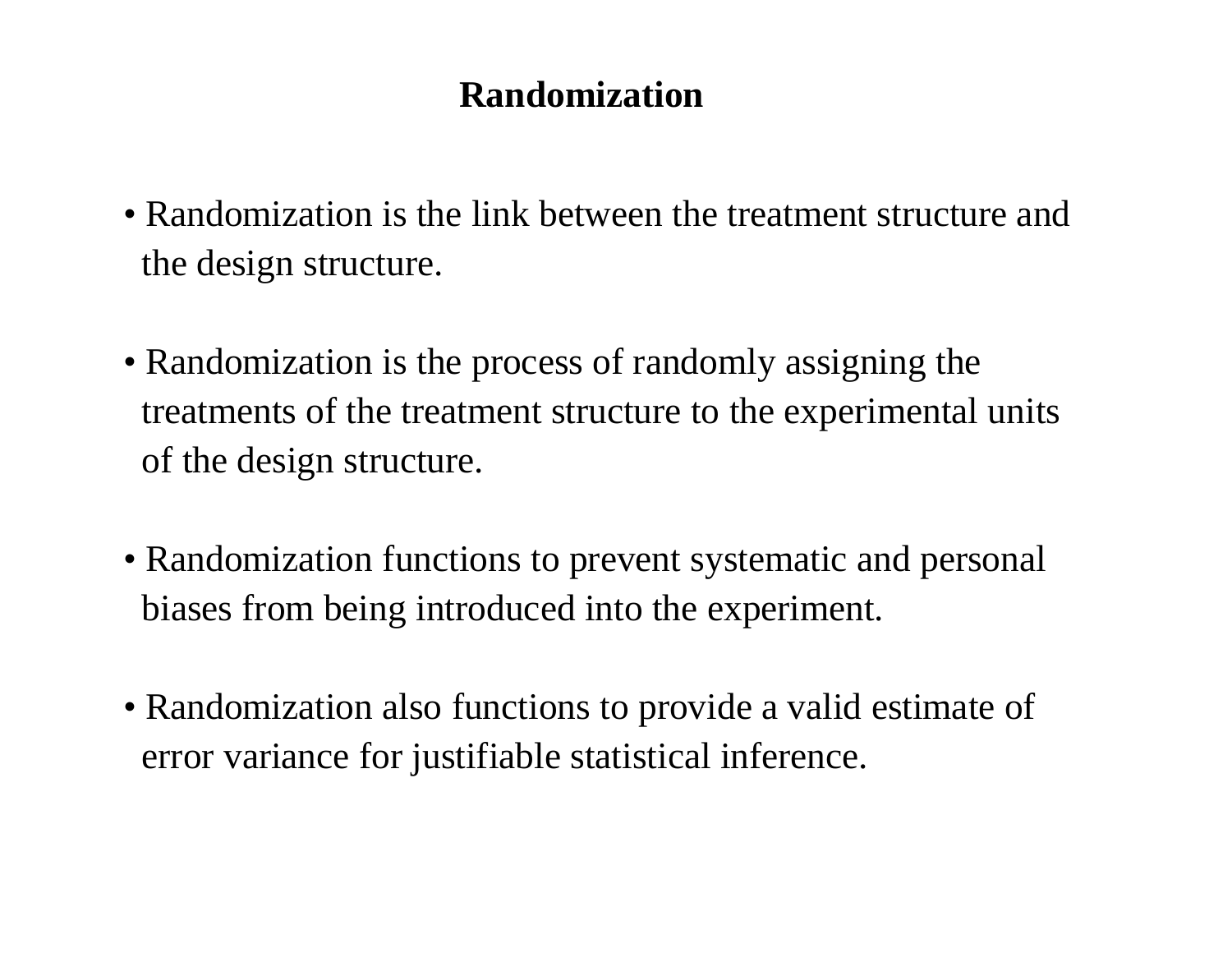# Randomization

- Randomization is the link between the treatment structure and the design structure.

- Randomization is the process of randomly assigning the treatments of the treatment structure to the experimental units of the design structure.

- Randomization functions to prevent systematic and personal biases from being introduced into the experiment.

- Randomization also functions to provide a valid estimate of error variance for justifiable statistical inference.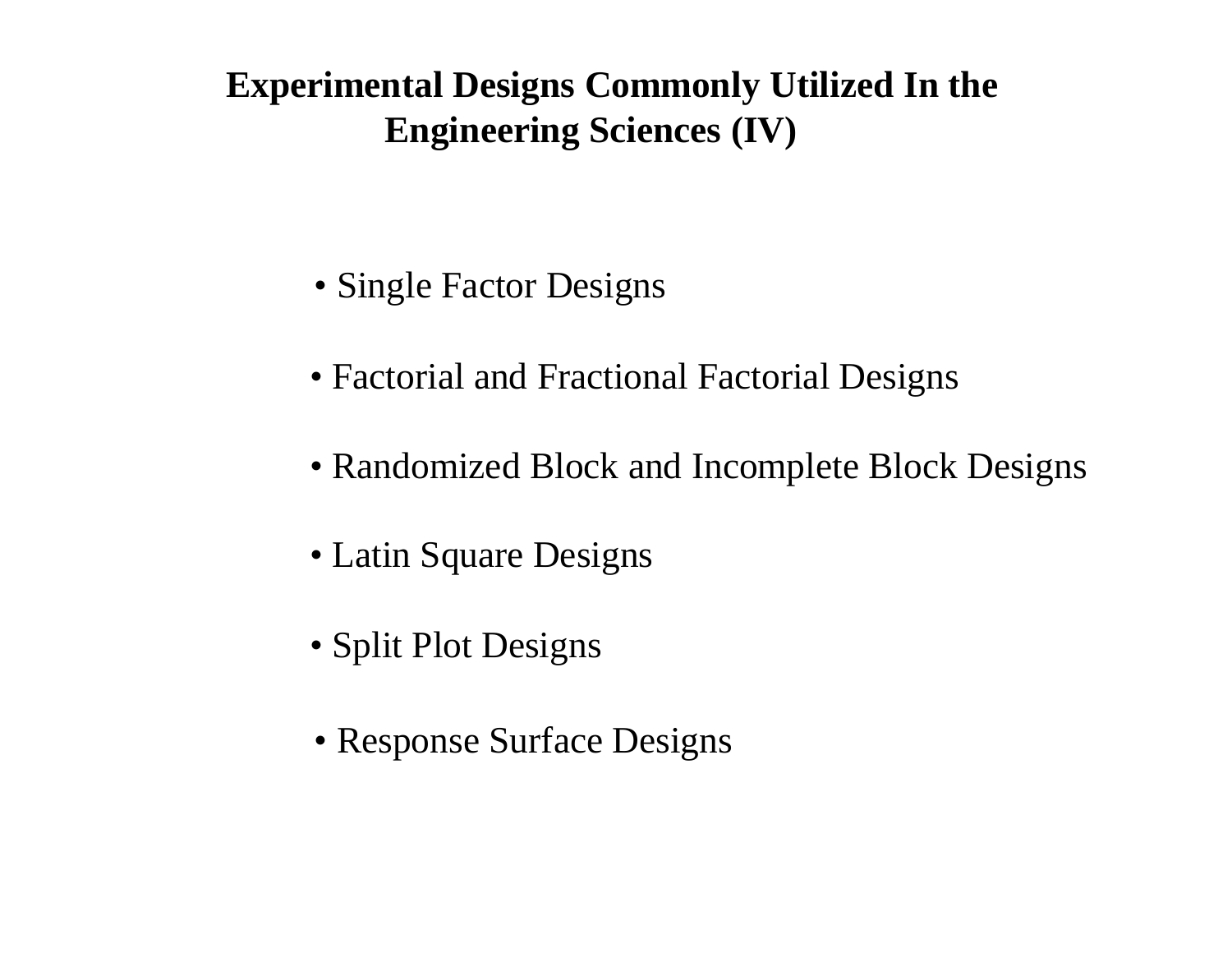# Experimental Designs Commonly Utilized In the Engineering Sciences (IV)

- Single Factor Designs
- Factorial and Fractional Factorial Designs
- Randomized Block and Incomplete Block Designs
- Latin Square Designs
- Split Plot Designs
- Response Surface Designs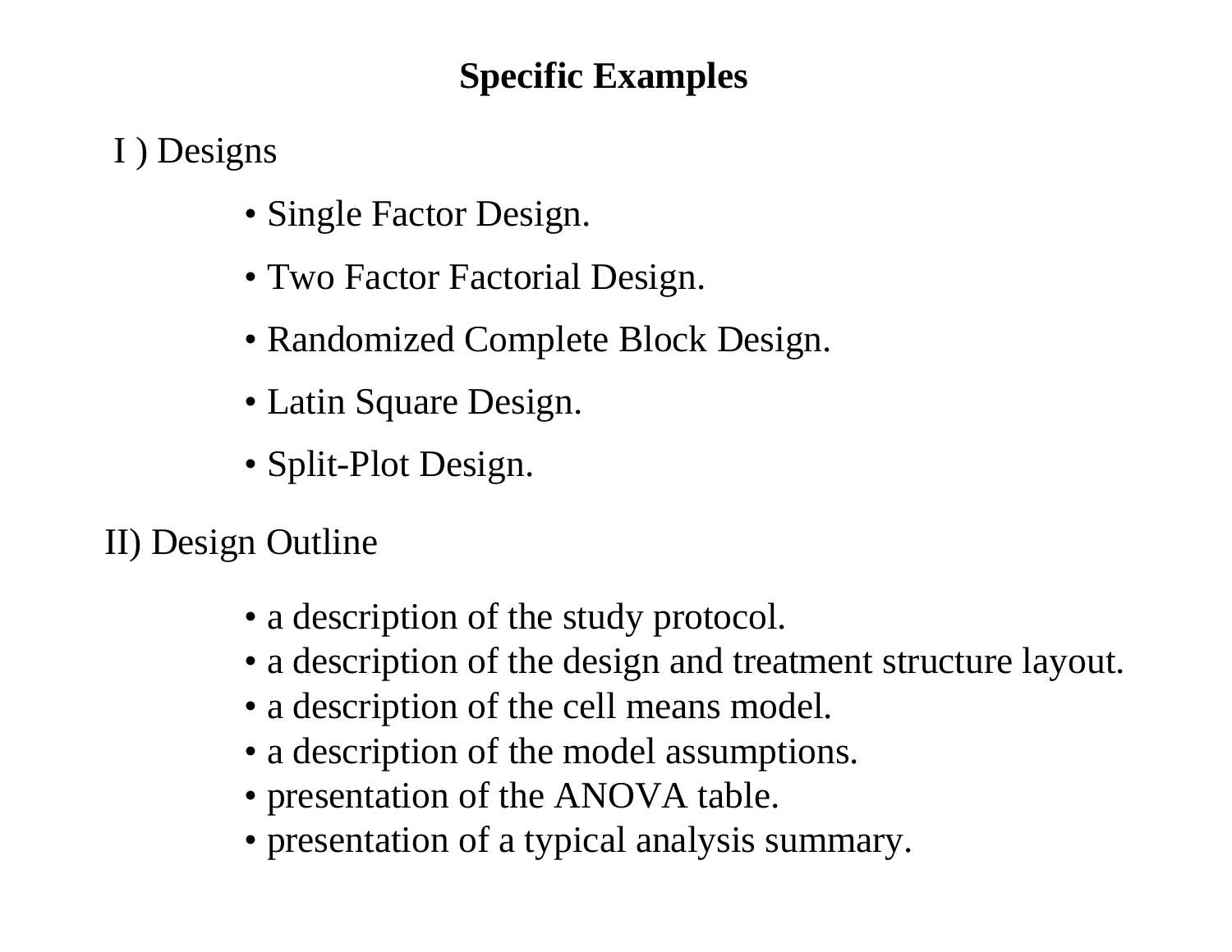# Specific Examples

I ) Designs

- Single Factor Design.
- Two Factor Factorial Design.
- Randomized Complete Block Design.
- Latin Square Design.
- Split-Plot Design.

II) Design Outline

- a description of the study protocol.
- a description of the design and treatment structure layout.
- a description of the cell means model.
- a description of the model assumptions.
- presentation of the ANOVA table.
- presentation of a typical analysis summary.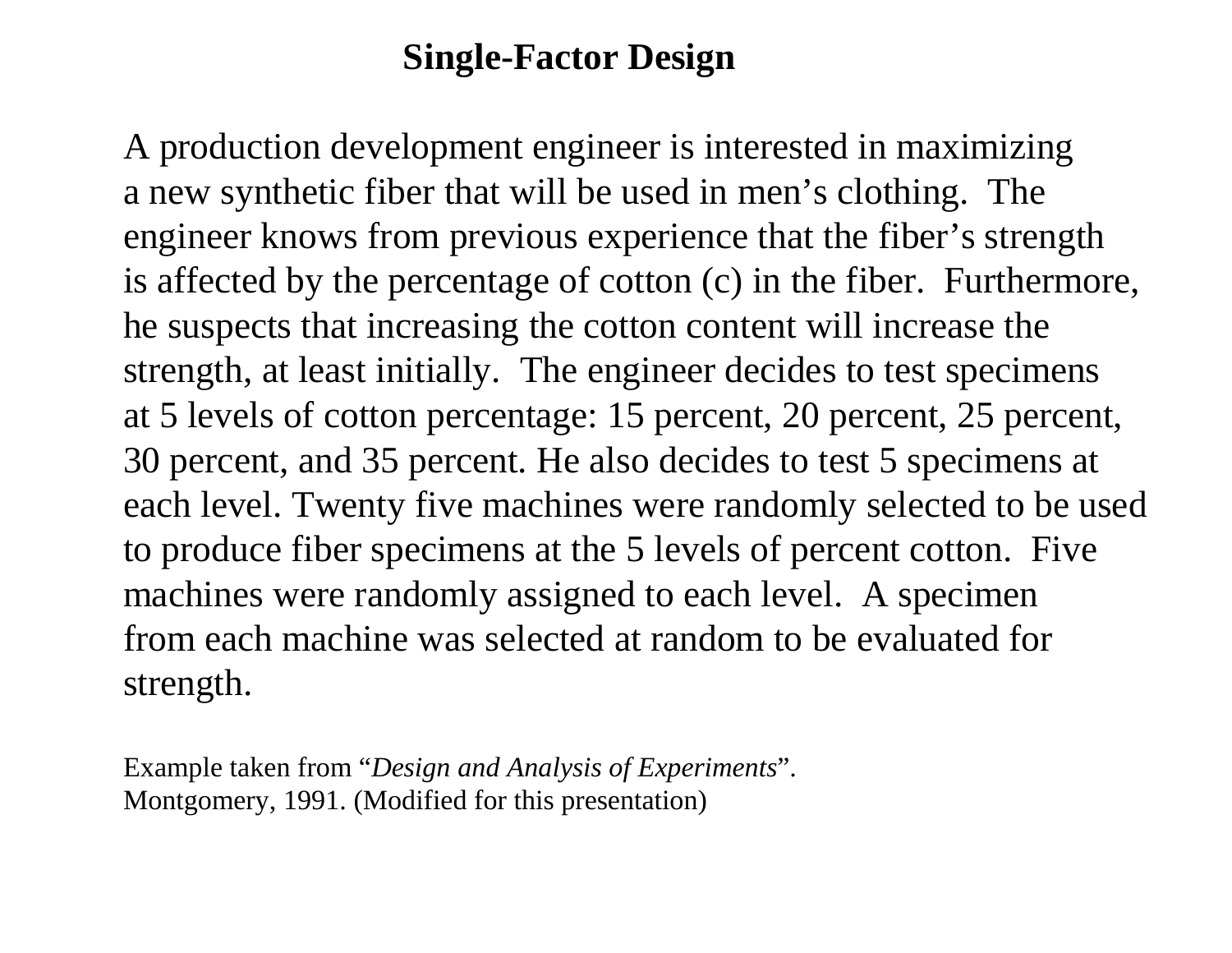# Single-Factor Design

A production development engineer is interested in maximizing a new synthetic fiber that will be used in men's clothing. The engineer knows from previous experience that the fiber's strength is affected by the percentage of cotton (c) in the fiber. Furthermore, he suspects that increasing the cotton content will increase the strength, at least initially. The engineer decides to test specimens at 5 levels of cotton percentage: 15 percent, 20 percent, 25 percent, 30 percent, and 35 percent. He also decides to test 5 specimens at each level. Twenty five machines were randomly selected to be used to produce fiber specimens at the 5 levels of percent cotton. Five machines were randomly assigned to each level. A specimen from each machine was selected at random to be evaluated for strength.

Example taken from "*Design and Analysis of Experiments*". Montgomery, 1991. (Modified for this presentation)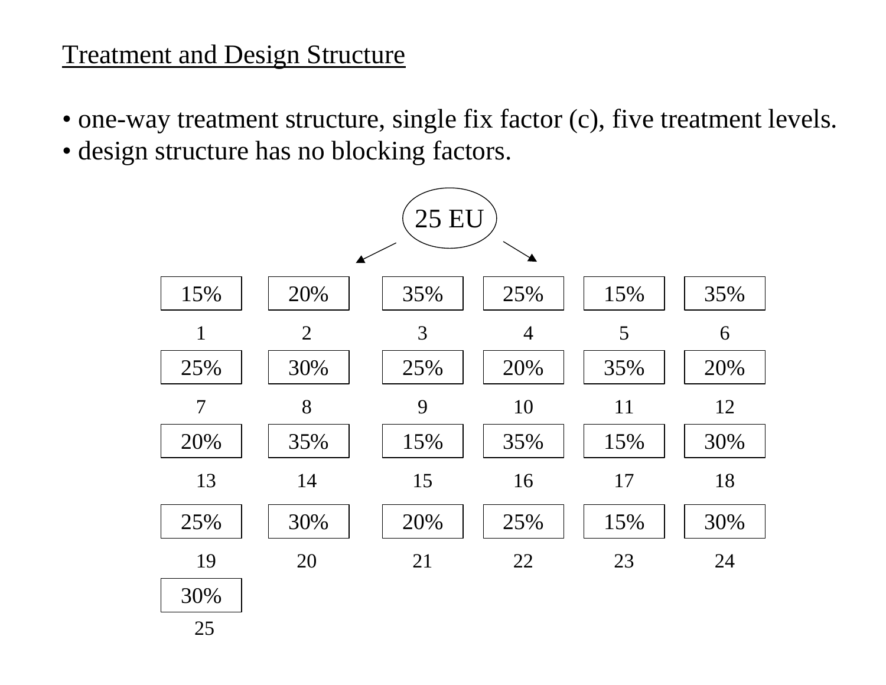## Treatment and Design Structure

- one-way treatment structure, single fix factor (c), five treatment levels.
- design structure has no blocking factors.

25 EU

| | | | | | |
|---|---|---|---|---|---|
| 15% | 20% | 35% | 25% | 15% | 35% |
| 1 | 2 | 3 | 4 | 5 | 6 |
| 25% | 30% | 25% | 20% | 35% | 20% |
| 7 | 8 | 9 | 10 | 11 | 12 |
| 20% | 35% | 15% | 35% | 15% | 30% |
| 13 | 14 | 15 | 16 | 17 | 18 |
| 25% | 30% | 20% | 25% | 15% | 30% |
| 19 | 20 | 21 | 22 | 23 | 24 |
| 30% | | | | | |
| 25 | | | | | |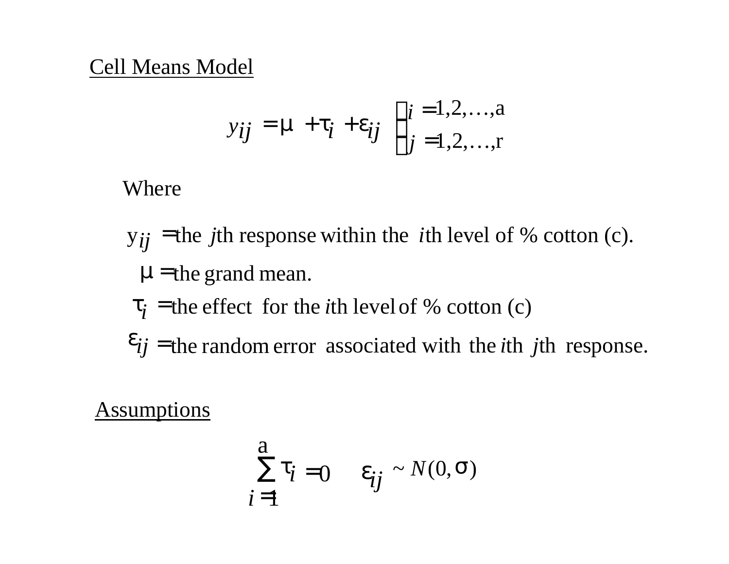## Cell Means Model

$$y_{ij} = \mu + \tau_i + \varepsilon_{ij} \quad \begin{cases} i = 1,2,\ldots,a \\ j = 1,2,\ldots,r \end{cases}$$

Where

$y_{ij}$ = the $j$th response within the $i$th level of % cotton (c).

$\mu$ = the grand mean.

$\tau_i$ = the effect for the $i$th level of % cotton (c)

$\varepsilon_{ij}$ = the random error associated with the $i$th $j$th response.

## Assumptions

$$\sum_{i=1}^{a} \tau_i = 0 \qquad \varepsilon_{ij} \sim N(0, \sigma)$$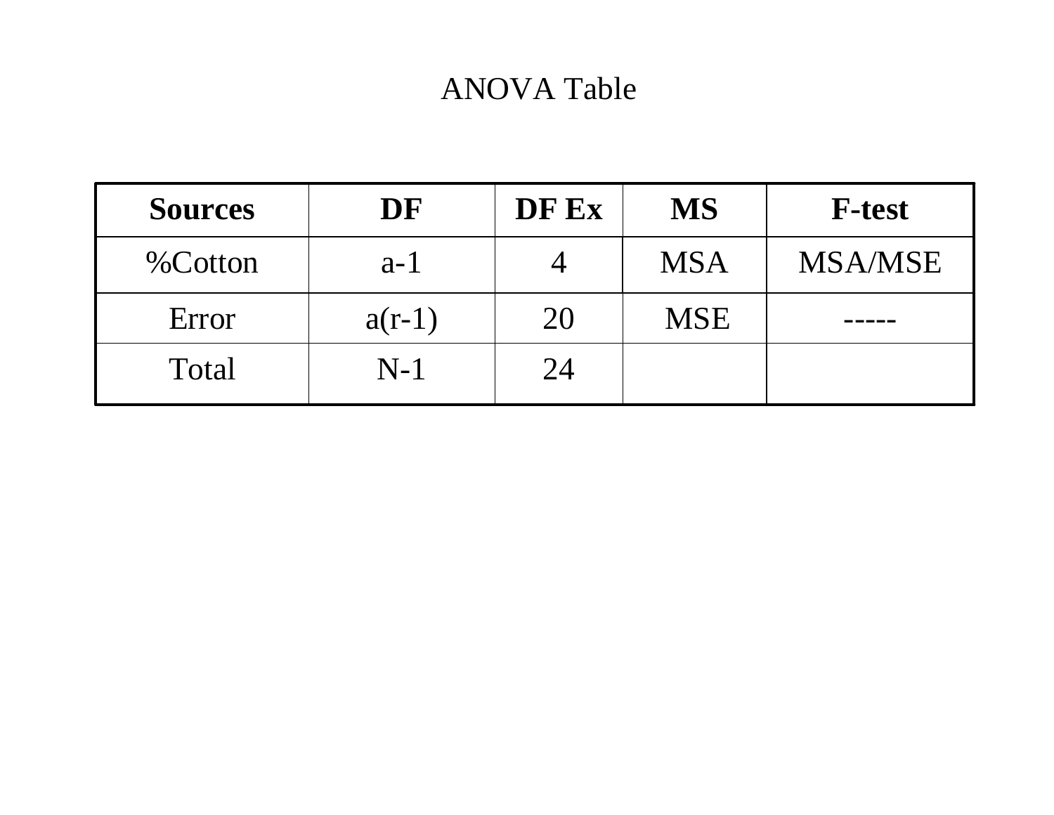# ANOVA Table

| **Sources** | **DF** | **DF Ex** | **MS** | **F-test** |
|---|---|---|---|---|
| %Cotton | a-1 | 4 | MSA | MSA/MSE |
| Error | a(r-1) | 20 | MSE | ----- |
| Total | N-1 | 24 | | |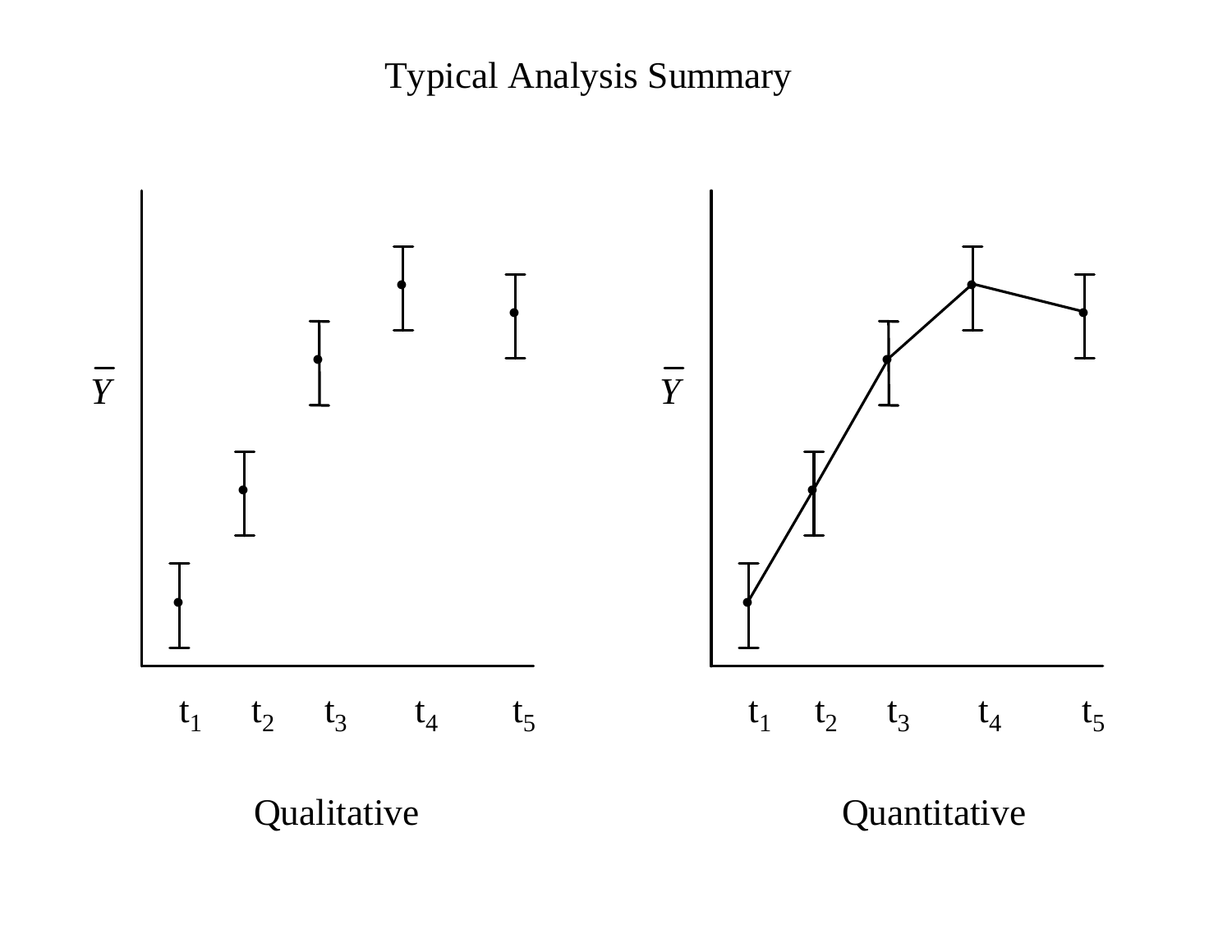# Typical Analysis Summary

$\bar{Y}$

$t_1$ $t_2$ $t_3$ $t_4$ $t_5$

Qualitative

$\bar{Y}$

$t_1$ $t_2$ $t_3$ $t_4$ $t_5$

Quantitative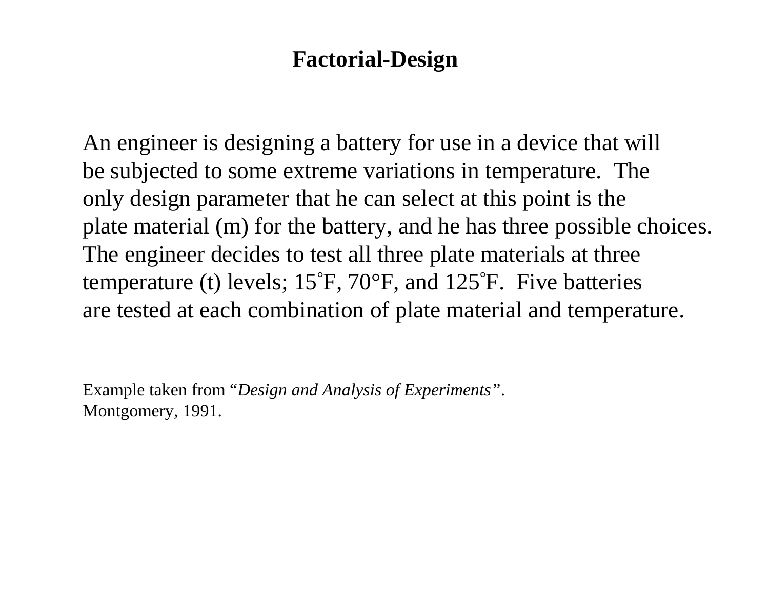# Factorial-Design

An engineer is designing a battery for use in a device that will be subjected to some extreme variations in temperature. The only design parameter that he can select at this point is the plate material (m) for the battery, and he has three possible choices. The engineer decides to test all three plate materials at three temperature (t) levels; 15°F, 70°F, and 125°F. Five batteries are tested at each combination of plate material and temperature.

Example taken from "*Design and Analysis of Experiments*". Montgomery, 1991.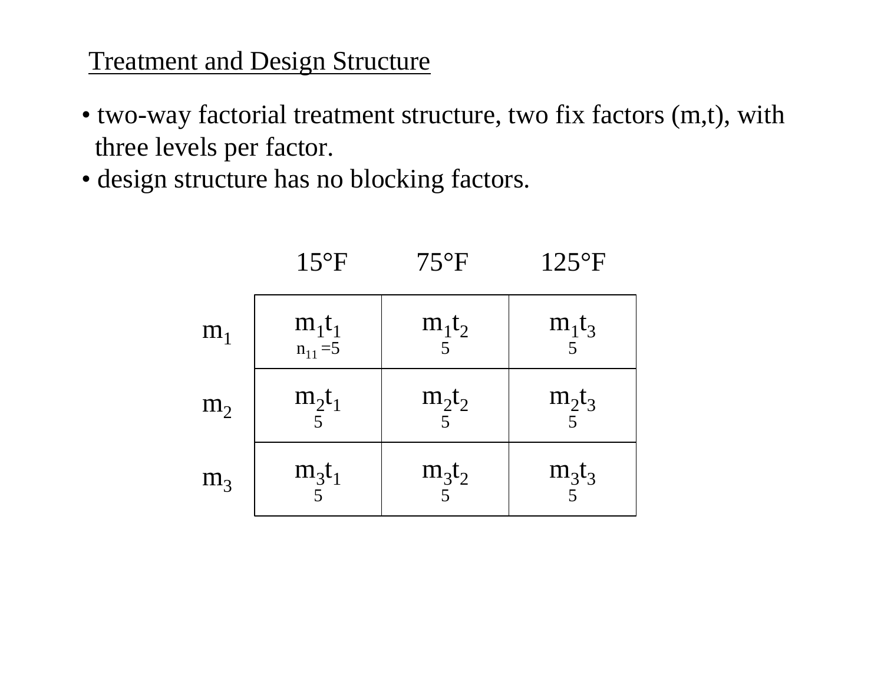## Treatment and Design Structure

- two-way factorial treatment structure, two fix factors (m,t), with three levels per factor.
- design structure has no blocking factors.

| | 15°F | 75°F | 125°F |
|---|---|---|---|
| $m_1$ | $m_1t_1$<br>$n_{11}=5$ | $m_1t_2$<br>5 | $m_1t_3$<br>5 |
| $m_2$ | $m_2t_1$<br>5 | $m_2t_2$<br>5 | $m_2t_3$<br>5 |
| $m_3$ | $m_3t_1$<br>5 | $m_3t_2$<br>5 | $m_3t_3$<br>5 |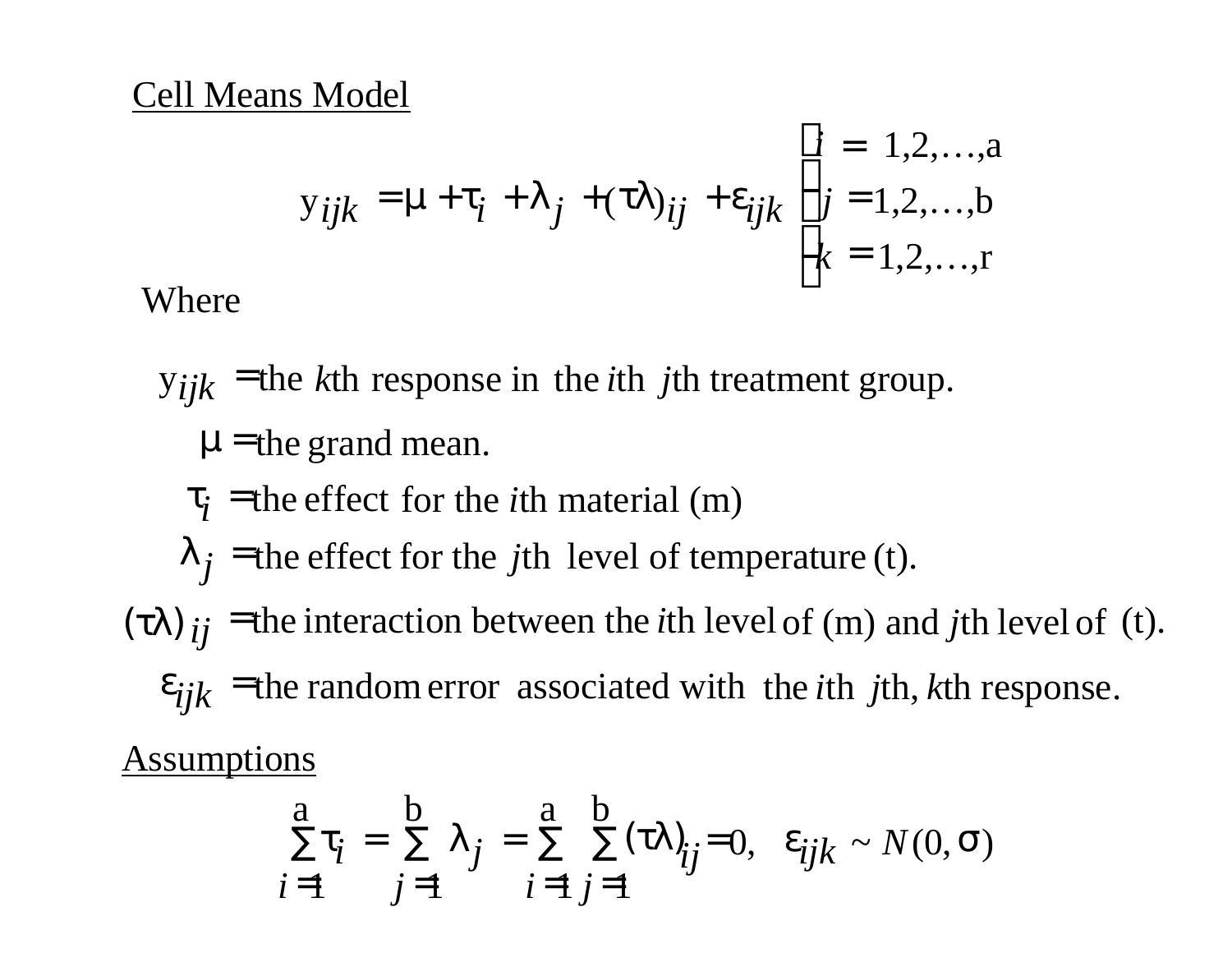Cell Means Model

$$y_{ijk} = \mu + \tau_i + \lambda_j + (\tau\lambda)_{ij} + \varepsilon_{ijk} \quad \begin{cases} i = 1,2,\ldots,a \\ j = 1,2,\ldots,b \\ k = 1,2,\ldots,r \end{cases}$$

Where

$y_{ijk} =$ the $k$th response in the $i$th $j$th treatment group.

$\mu =$ the grand mean.

$\tau_i =$ the effect for the $i$th material (m)

$\lambda_j =$ the effect for the $j$th level of temperature (t).

$(\tau\lambda)_{ij} =$ the interaction between the $i$th level of (m) and $j$th level of (t).

$\varepsilon_{ijk} =$ the random error associated with the $i$th $j$th, $k$th response.

Assumptions

$$\sum_{i=1}^{a} \tau_i = \sum_{j=1}^{b} \lambda_j = \sum_{i=1}^{a} \sum_{j=1}^{b} (\tau\lambda)_{ij} = 0, \quad \varepsilon_{ijk} \sim N(0, \sigma)$$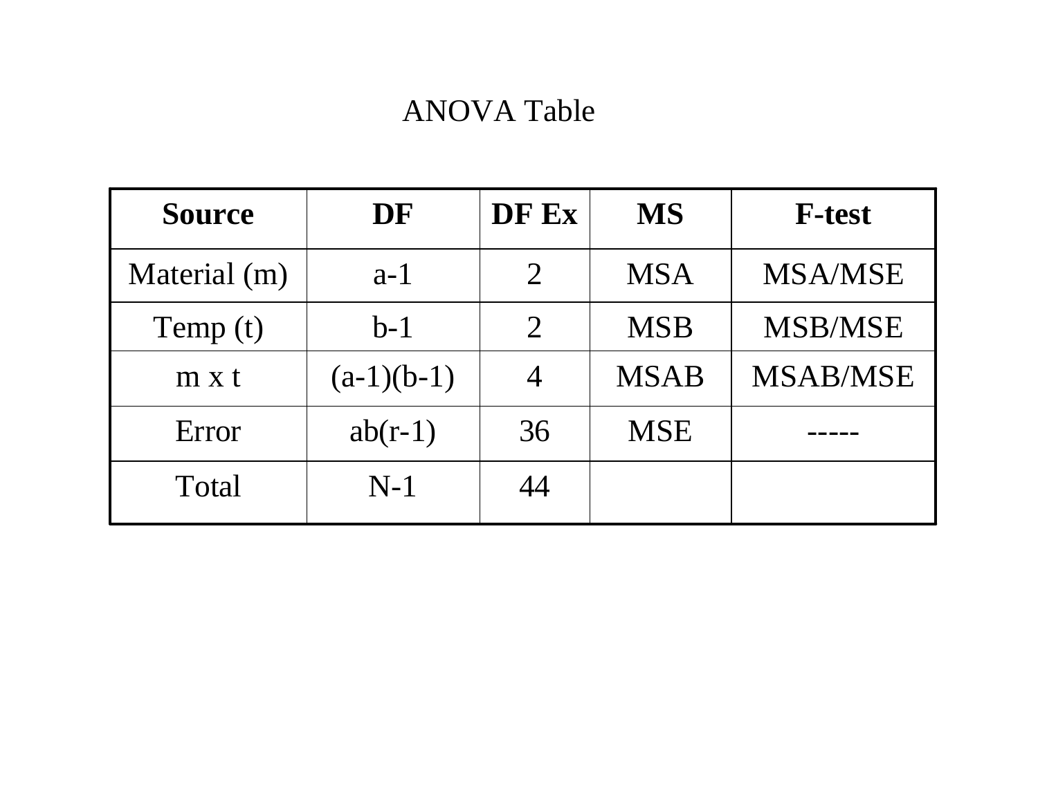# ANOVA Table

| Source | DF | DF Ex | MS | F-test |
|---|---|---|---|---|
| Material (m) | a-1 | 2 | MSA | MSA/MSE |
| Temp (t) | b-1 | 2 | MSB | MSB/MSE |
| m x t | (a-1)(b-1) | 4 | MSAB | MSAB/MSE |
| Error | ab(r-1) | 36 | MSE | ----- |
| Total | N-1 | 44 | | |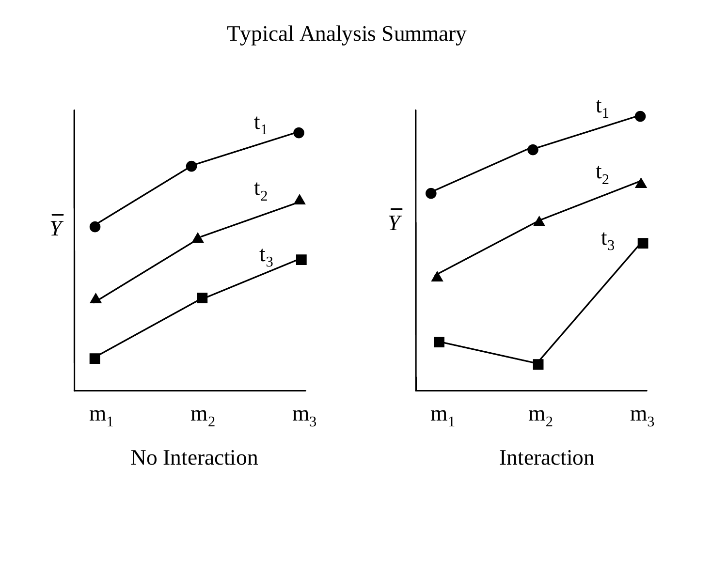# Typical Analysis Summary

$\bar{Y}$ plotted against $m_1$, $m_2$, $m_3$ for treatments $t_1$, $t_2$, $t_3$.

No Interaction

Interaction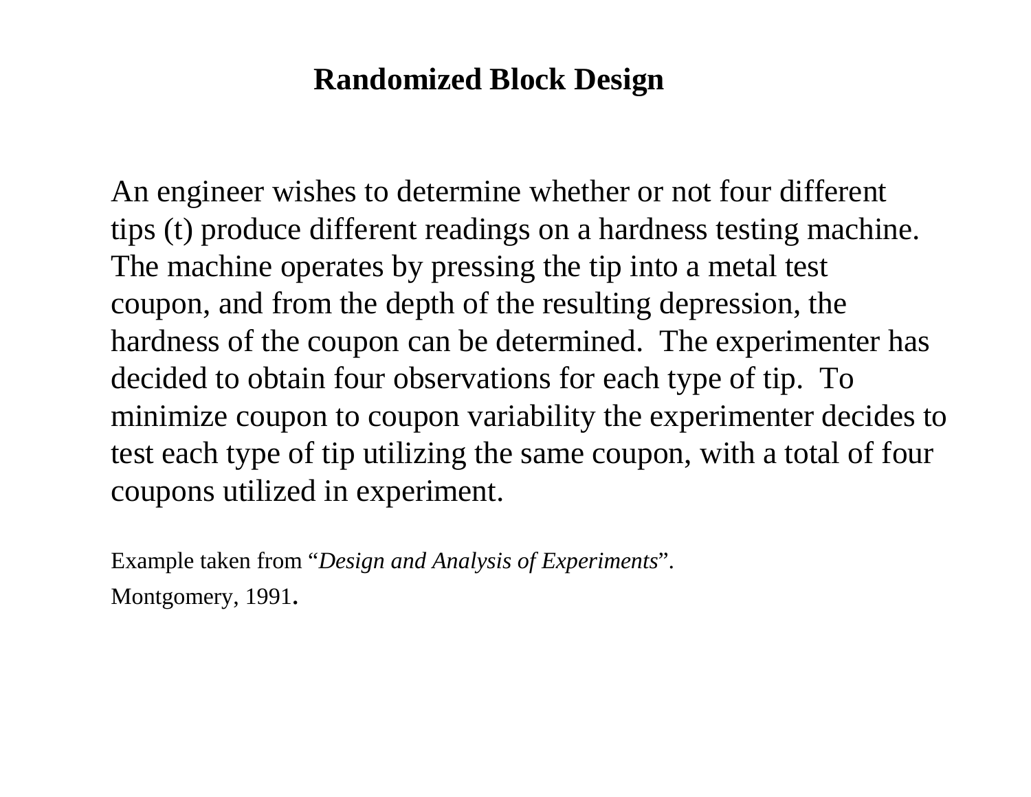# Randomized Block Design

An engineer wishes to determine whether or not four different tips (t) produce different readings on a hardness testing machine. The machine operates by pressing the tip into a metal test coupon, and from the depth of the resulting depression, the hardness of the coupon can be determined. The experimenter has decided to obtain four observations for each type of tip. To minimize coupon to coupon variability the experimenter decides to test each type of tip utilizing the same coupon, with a total of four coupons utilized in experiment.

Example taken from "*Design and Analysis of Experiments*".
Montgomery, 1991.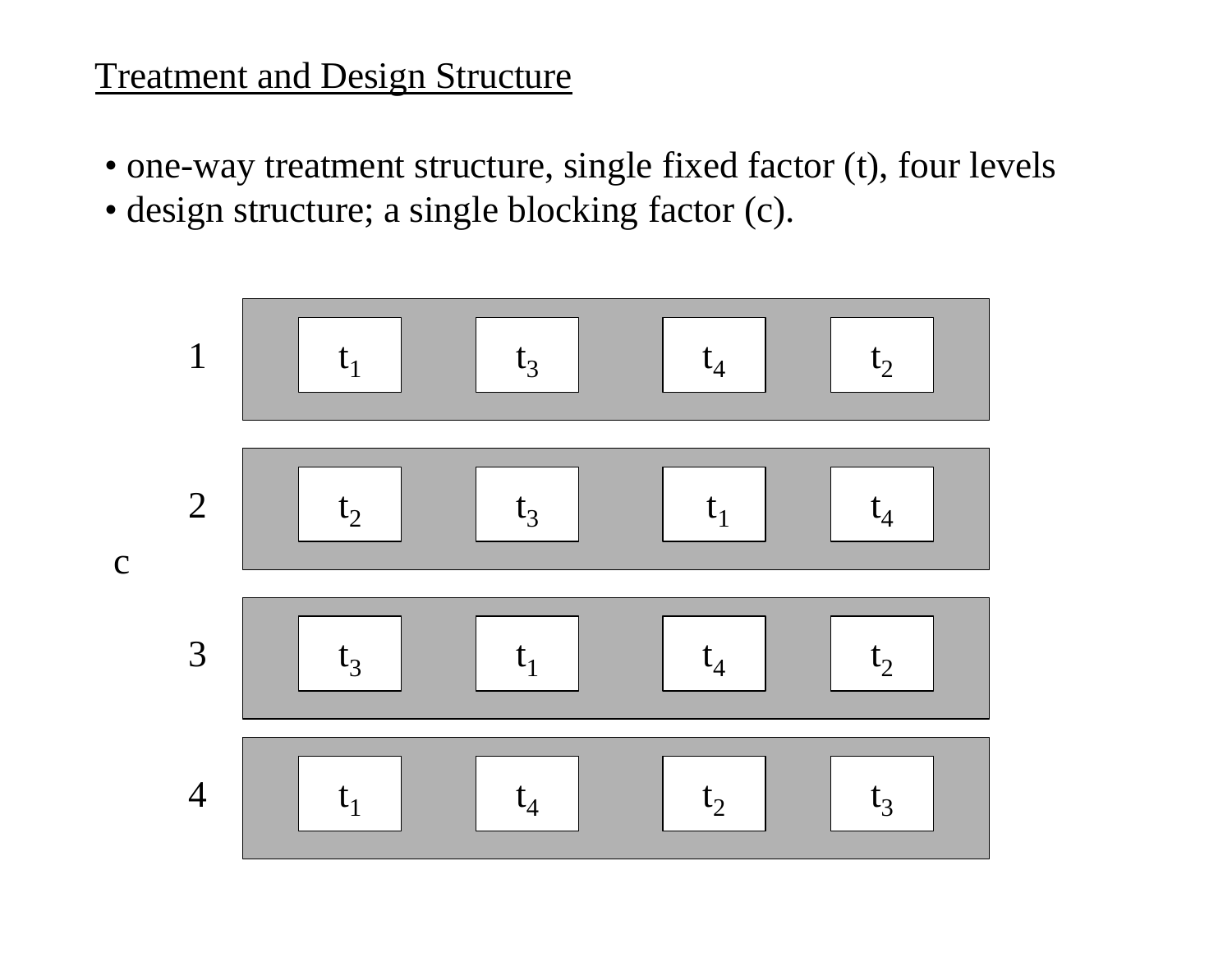## Treatment and Design Structure

- one-way treatment structure, single fixed factor (t), four levels
- design structure; a single blocking factor (c).

| c |  |  |  |  |
|---|---|---|---|---|
| 1 | $t_1$ | $t_3$ | $t_4$ | $t_2$ |
| 2 | $t_2$ | $t_3$ | $t_1$ | $t_4$ |
| 3 | $t_3$ | $t_1$ | $t_4$ | $t_2$ |
| 4 | $t_1$ | $t_4$ | $t_2$ | $t_3$ |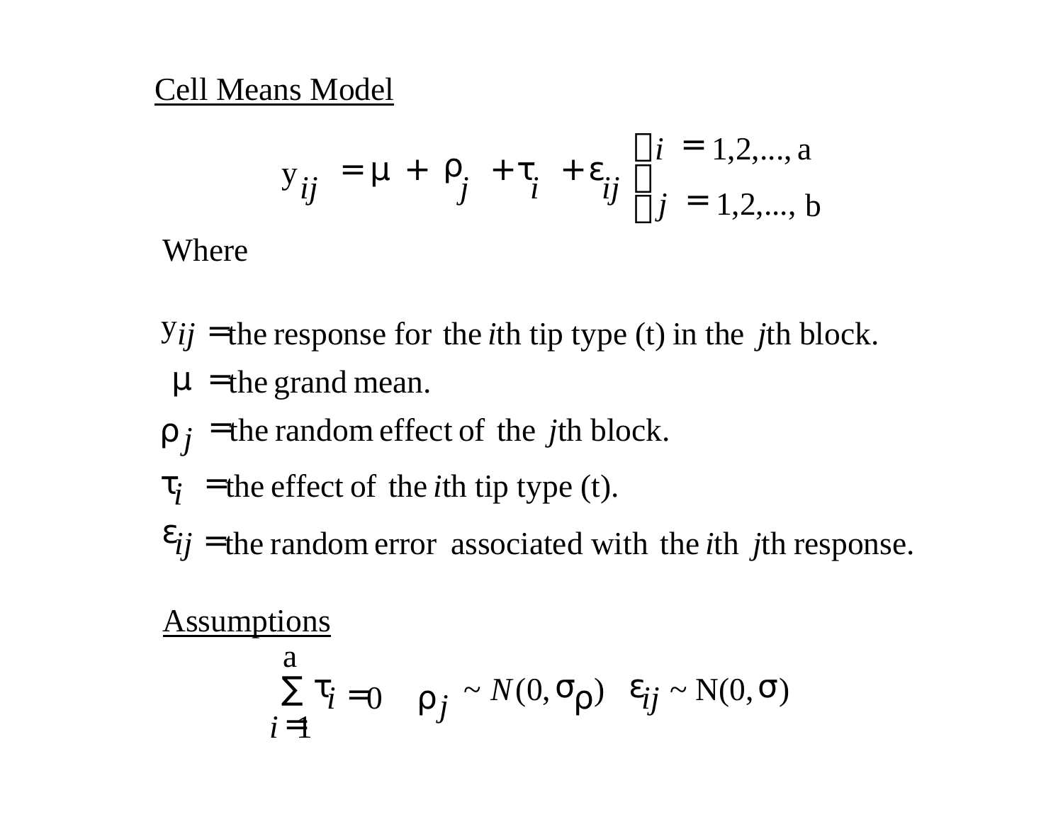## Cell Means Model

$$y_{ij} = \mu + \rho_j + \tau_i + \varepsilon_{ij} \quad \begin{cases} i = 1,2,\ldots, a \\ j = 1,2,\ldots, b \end{cases}$$

Where

$y_{ij}$ = the response for the *i*th tip type (t) in the *j*th block.

$\mu$ = the grand mean.

$\rho_j$ = the random effect of the *j*th block.

$\tau_i$ = the effect of the *i*th tip type (t).

$\varepsilon_{ij}$ = the random error associated with the *i*th *j*th response.

## Assumptions

$$\sum_{i=1}^{a} \tau_i = 0 \qquad \rho_j \sim N(0, \sigma_\rho) \qquad \varepsilon_{ij} \sim N(0, \sigma)$$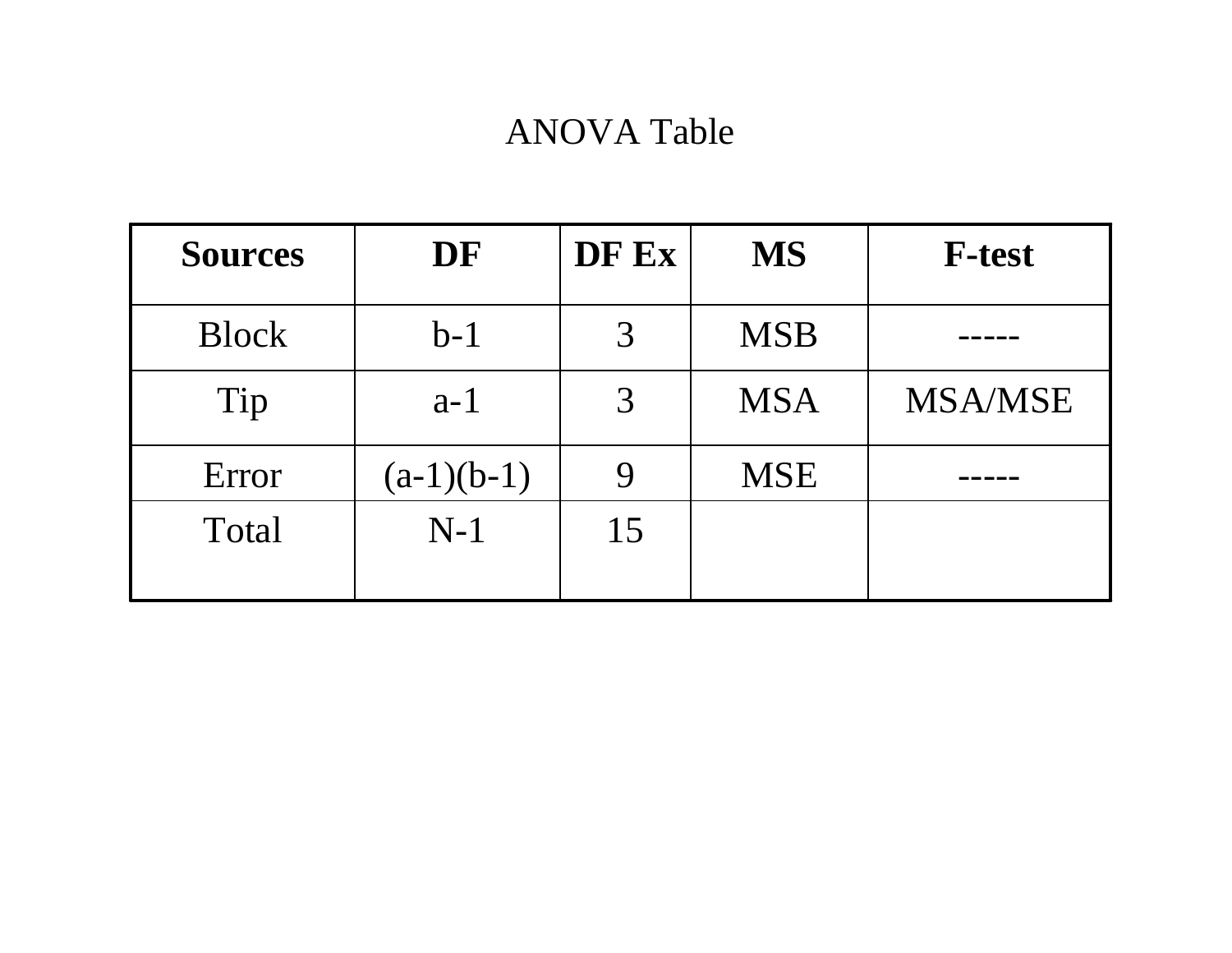# ANOVA Table

| Sources | DF | DF Ex | MS | F-test |
|---|---|---|---|---|
| Block | b-1 | 3 | MSB | ----- |
| Tip | a-1 | 3 | MSA | MSA/MSE |
| Error | (a-1)(b-1) | 9 | MSE | ----- |
| Total | N-1 | 15 | | |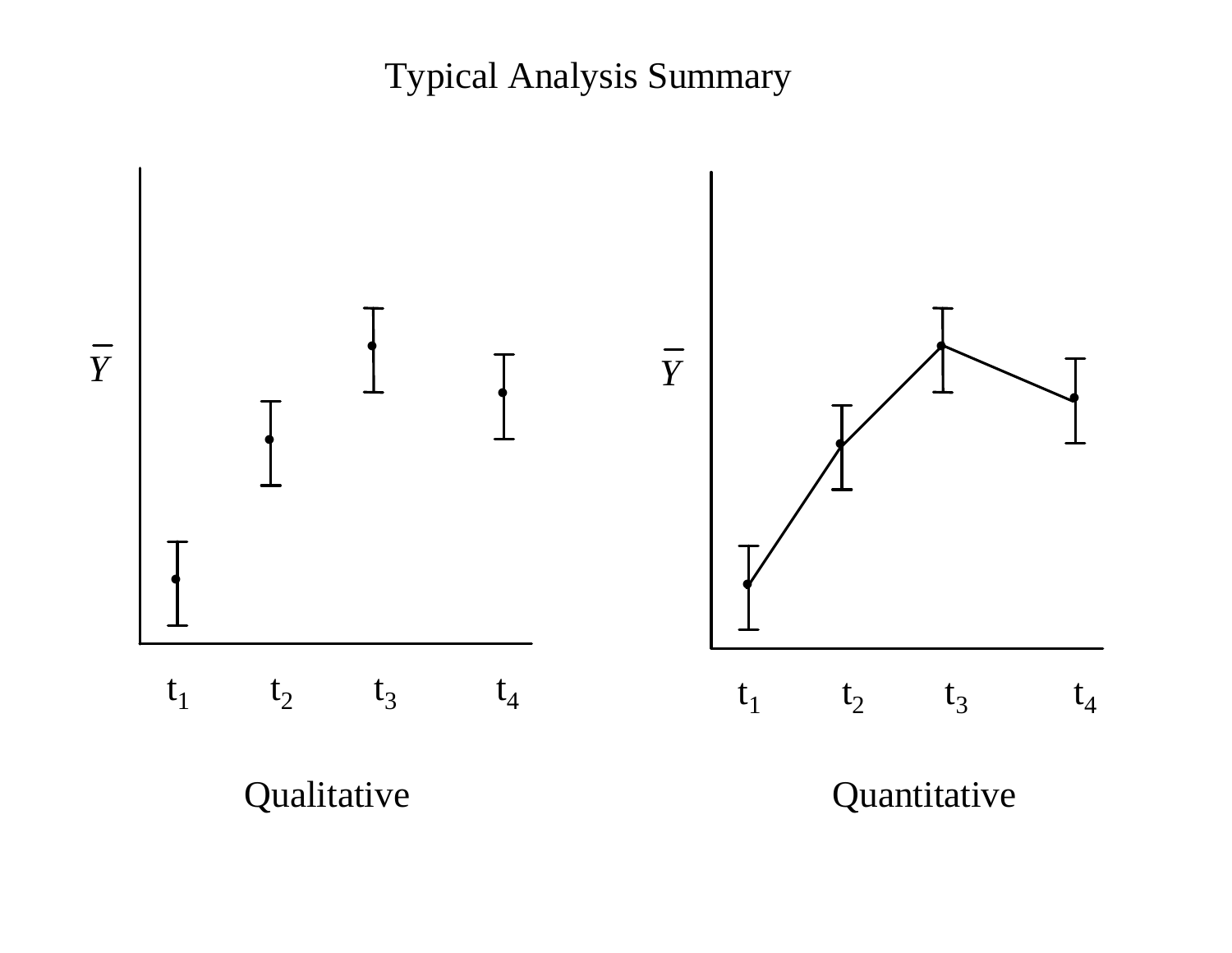# Typical Analysis Summary

$\bar{Y}$

$t_1$ $t_2$ $t_3$ $t_4$

Qualitative

$\bar{Y}$

$t_1$ $t_2$ $t_3$ $t_4$

Quantitative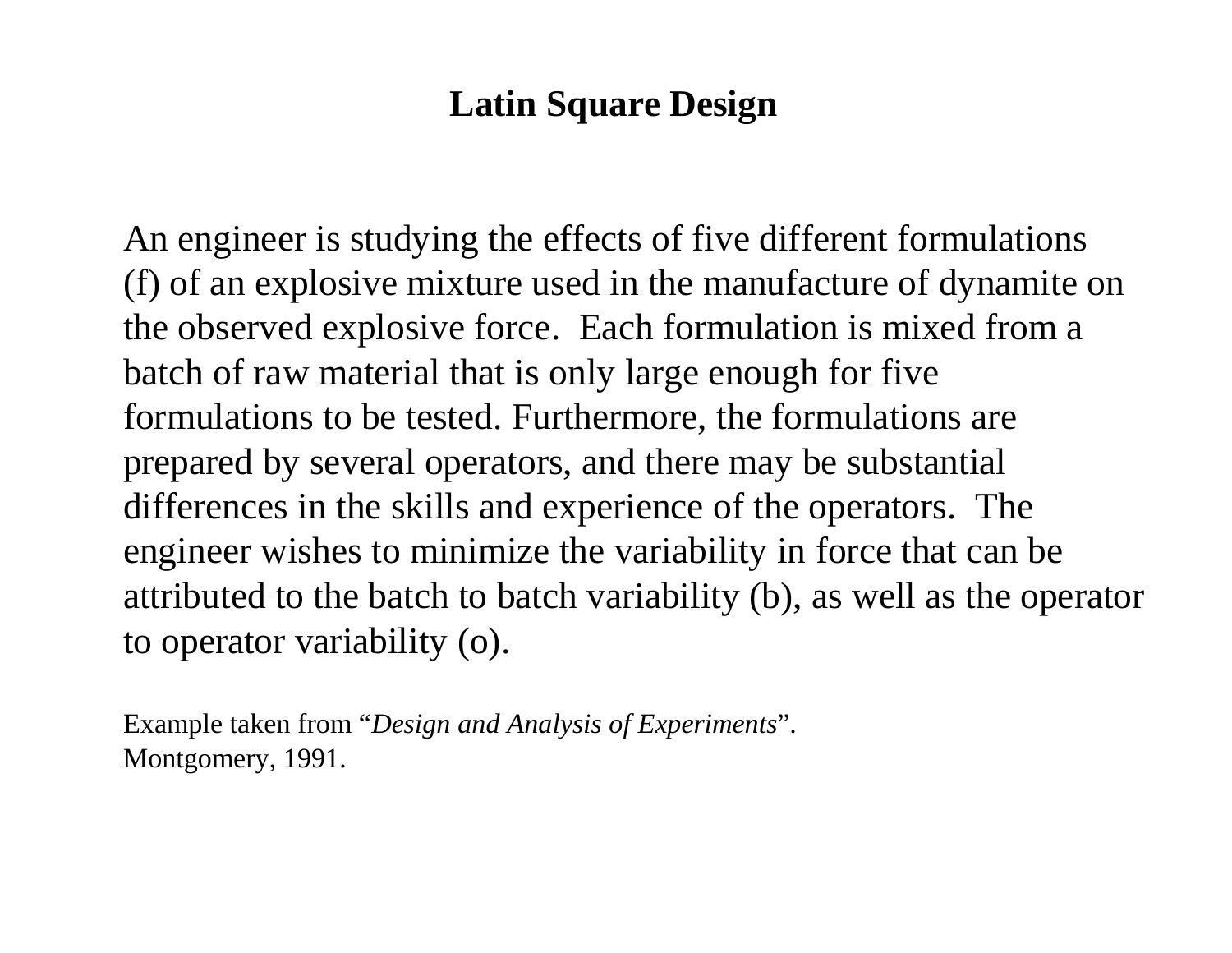# Latin Square Design

An engineer is studying the effects of five different formulations (f) of an explosive mixture used in the manufacture of dynamite on the observed explosive force. Each formulation is mixed from a batch of raw material that is only large enough for five formulations to be tested. Furthermore, the formulations are prepared by several operators, and there may be substantial differences in the skills and experience of the operators. The engineer wishes to minimize the variability in force that can be attributed to the batch to batch variability (b), as well as the operator to operator variability (o).

Example taken from "*Design and Analysis of Experiments*". Montgomery, 1991.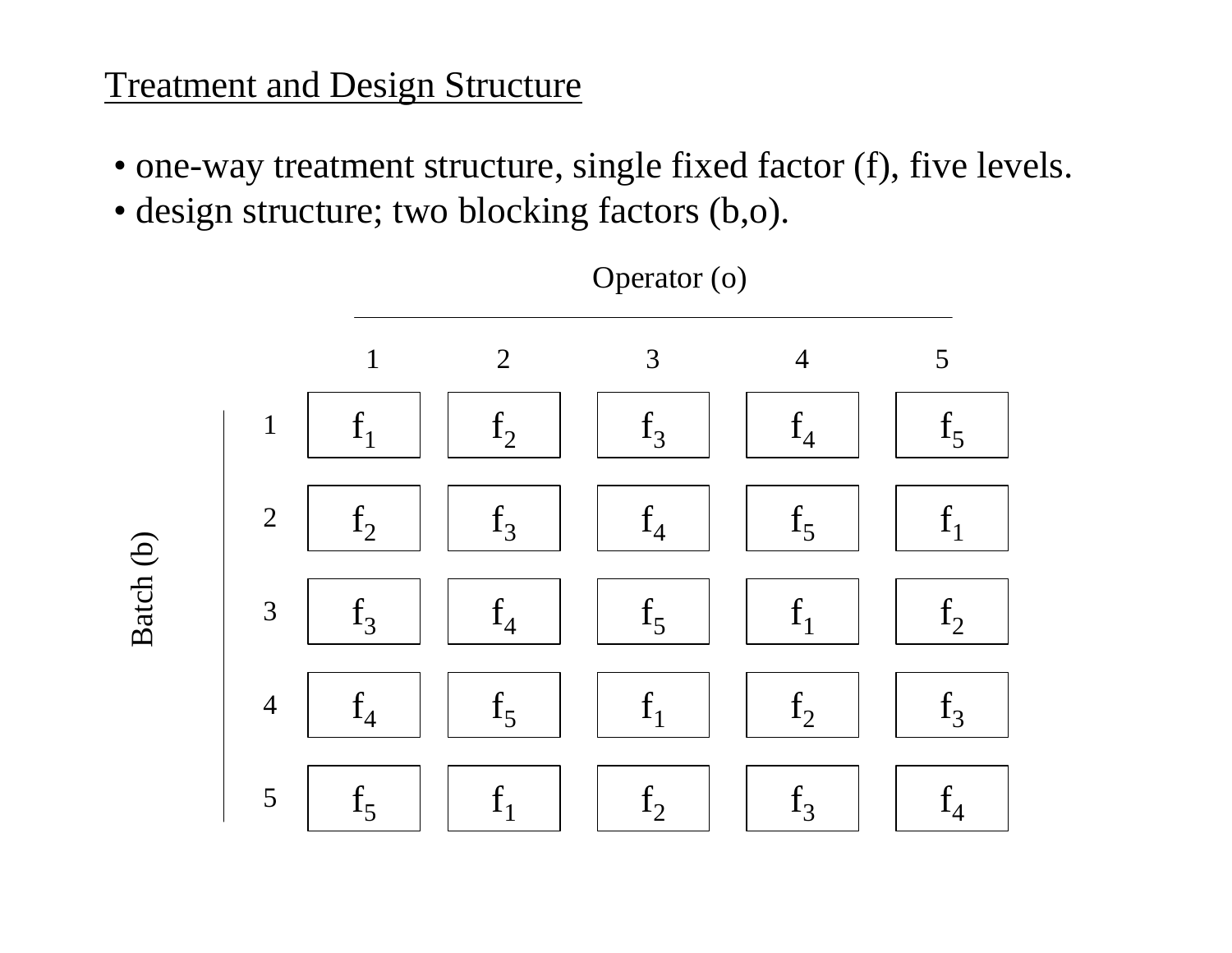## Treatment and Design Structure

- one-way treatment structure, single fixed factor (f), five levels.
- design structure; two blocking factors (b,o).

| Batch (b) | Operator (o) 1 | 2 | 3 | 4 | 5 |
|---|---|---|---|---|---|
| 1 | $f_1$ | $f_2$ | $f_3$ | $f_4$ | $f_5$ |
| 2 | $f_2$ | $f_3$ | $f_4$ | $f_5$ | $f_1$ |
| 3 | $f_3$ | $f_4$ | $f_5$ | $f_1$ | $f_2$ |
| 4 | $f_4$ | $f_5$ | $f_1$ | $f_2$ | $f_3$ |
| 5 | $f_5$ | $f_1$ | $f_2$ | $f_3$ | $f_4$ |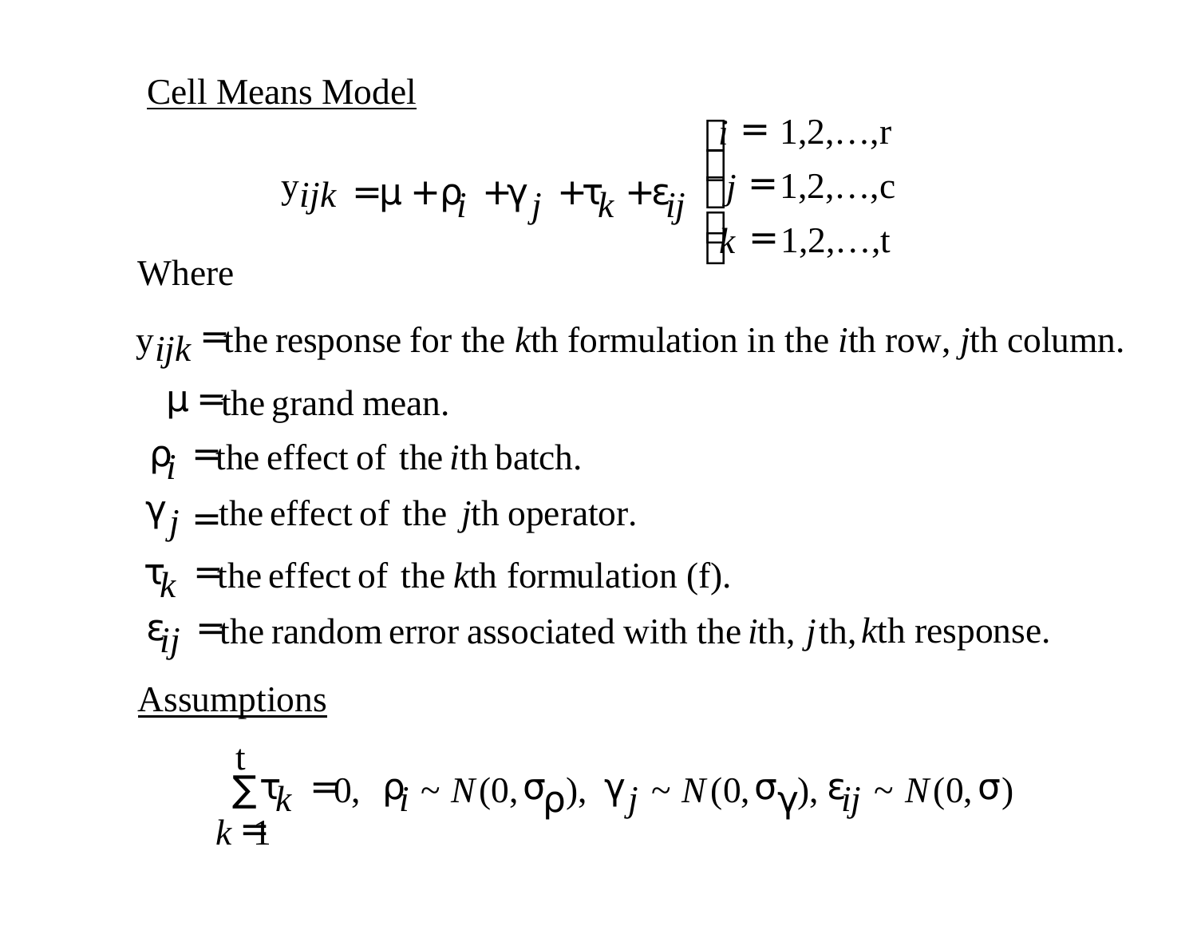Cell Means Model

$$y_{ijk} = \mu + \rho_i + \gamma_j + \tau_k + \varepsilon_{ij} \quad \begin{cases} i = 1,2,\ldots,r \\ j = 1,2,\ldots,c \\ k = 1,2,\ldots,t \end{cases}$$

Where

$y_{ijk} =$ the response for the $k$th formulation in the $i$th row, $j$th column.

$\mu =$ the grand mean.

$\rho_i =$ the effect of the $i$th batch.

$\gamma_j =$ the effect of the $j$th operator.

$\tau_k =$ the effect of the $k$th formulation (f).

$\varepsilon_{ij} =$ the random error associated with the $i$th, $j$th, $k$th response.

Assumptions

$$\sum_{k=1}^{t} \tau_k = 0, \quad \rho_i \sim N(0, \sigma_\rho), \quad \gamma_j \sim N(0, \sigma_\gamma), \quad \varepsilon_{ij} \sim N(0, \sigma)$$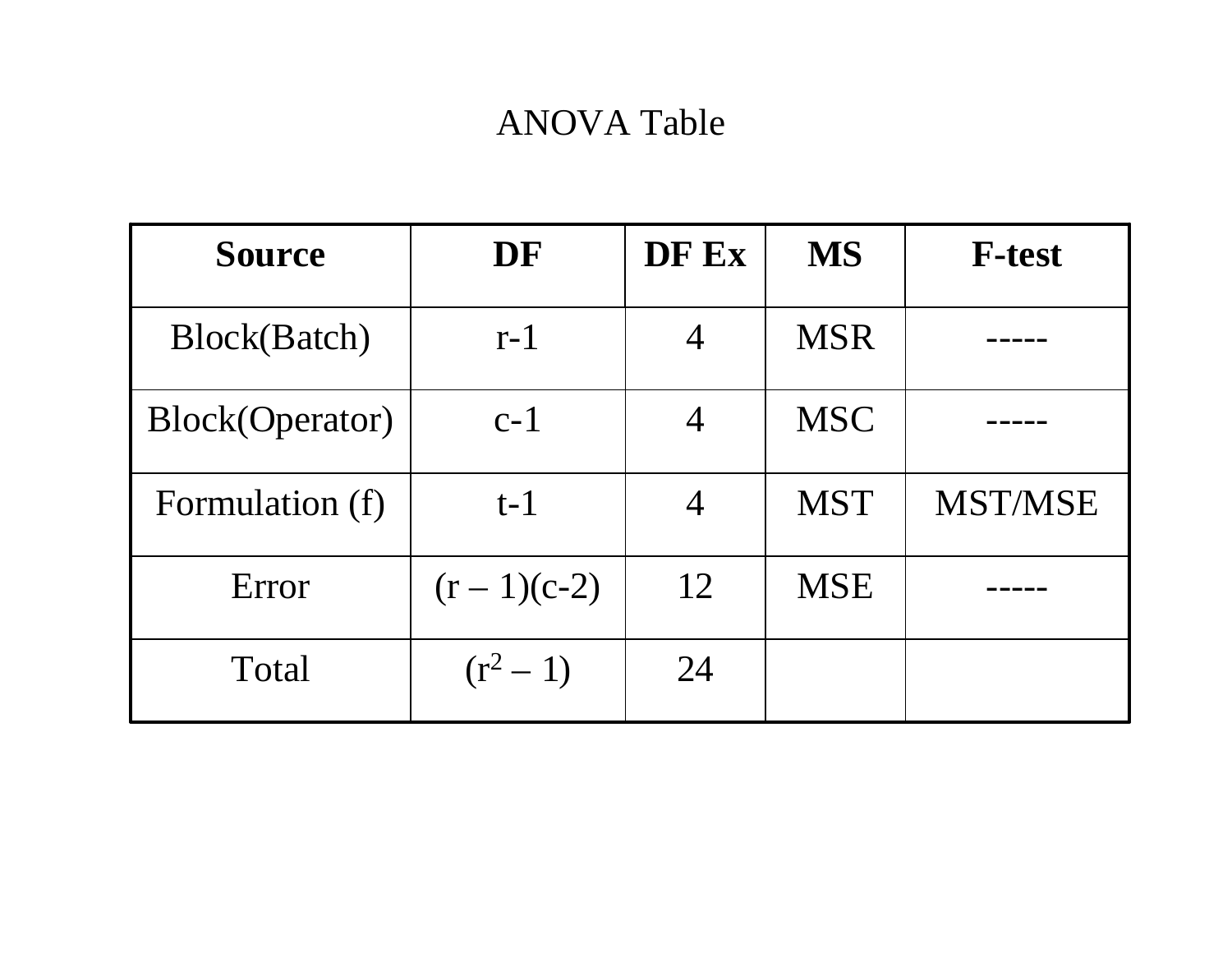# ANOVA Table

| **Source** | **DF** | **DF Ex** | **MS** | **F-test** |
|---|---|---|---|---|
| Block(Batch) | r-1 | 4 | MSR | ----- |
| Block(Operator) | c-1 | 4 | MSC | ----- |
| Formulation (f) | t-1 | 4 | MST | MST/MSE |
| Error | (r – 1)(c-2) | 12 | MSE | ----- |
| Total | $(r^2 - 1)$ | 24 | | |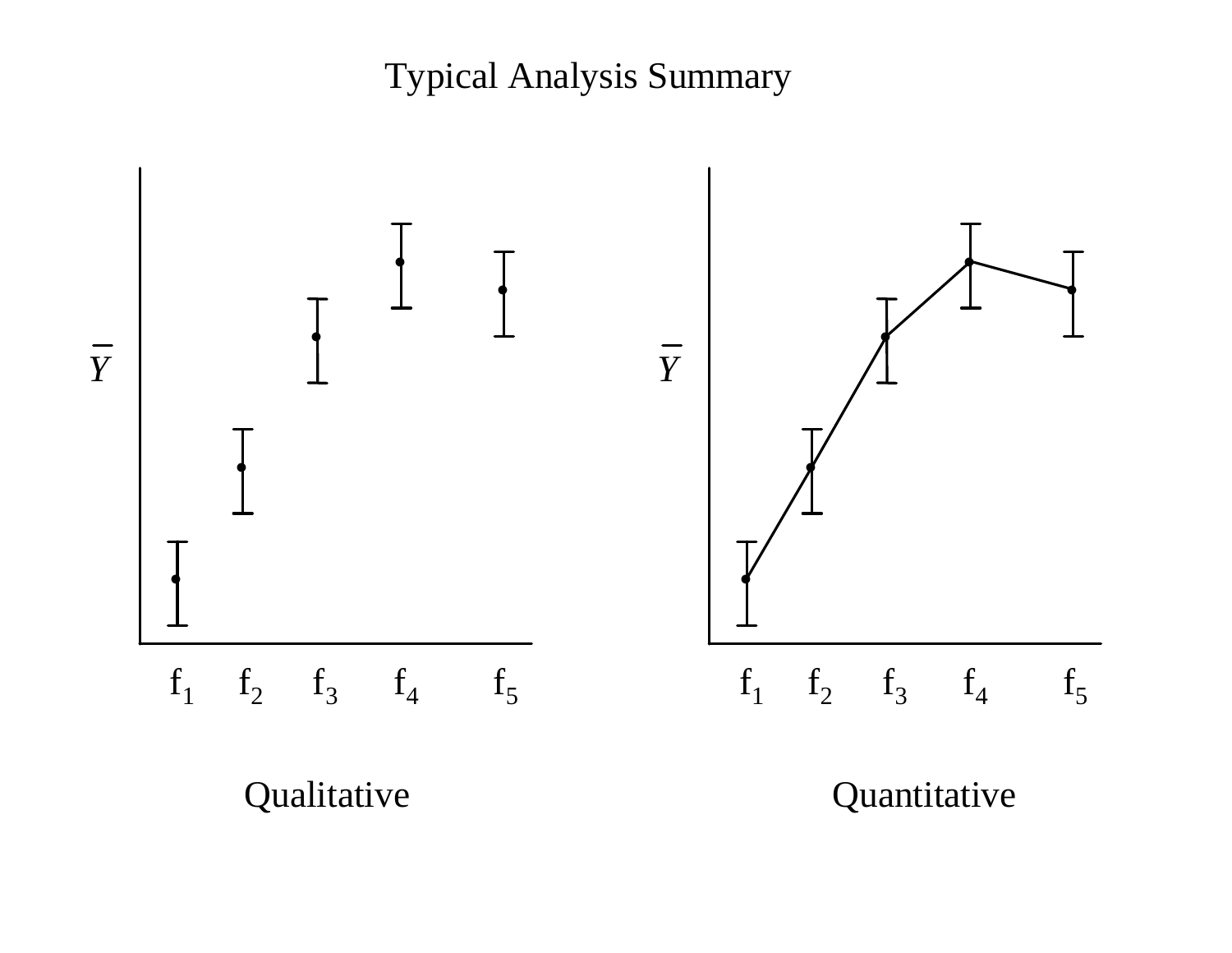# Typical Analysis Summary

$\bar{Y}$

$f_1$ $f_2$ $f_3$ $f_4$ $f_5$

Qualitative

$\bar{Y}$

$f_1$ $f_2$ $f_3$ $f_4$ $f_5$

Quantitative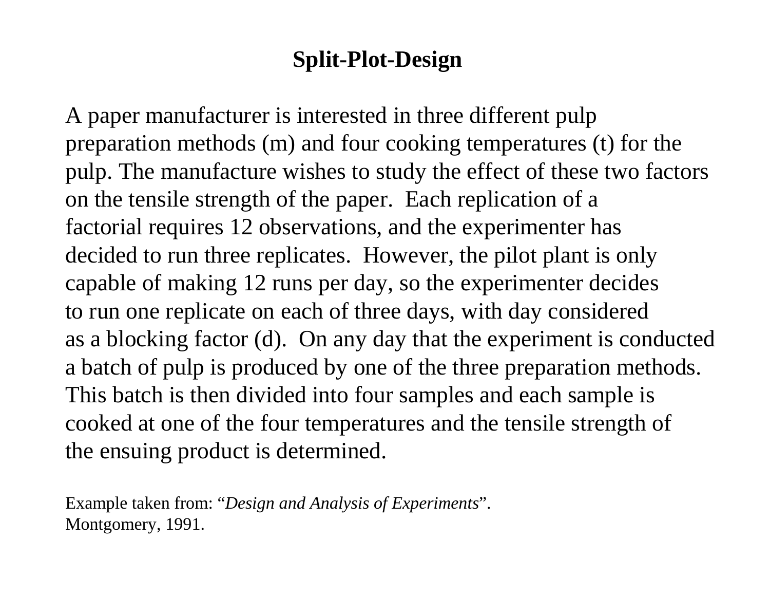# Split-Plot-Design

A paper manufacturer is interested in three different pulp preparation methods (m) and four cooking temperatures (t) for the pulp. The manufacture wishes to study the effect of these two factors on the tensile strength of the paper. Each replication of a factorial requires 12 observations, and the experimenter has decided to run three replicates. However, the pilot plant is only capable of making 12 runs per day, so the experimenter decides to run one replicate on each of three days, with day considered as a blocking factor (d). On any day that the experiment is conducted a batch of pulp is produced by one of the three preparation methods. This batch is then divided into four samples and each sample is cooked at one of the four temperatures and the tensile strength of the ensuing product is determined.

Example taken from: "*Design and Analysis of Experiments*".
Montgomery, 1991.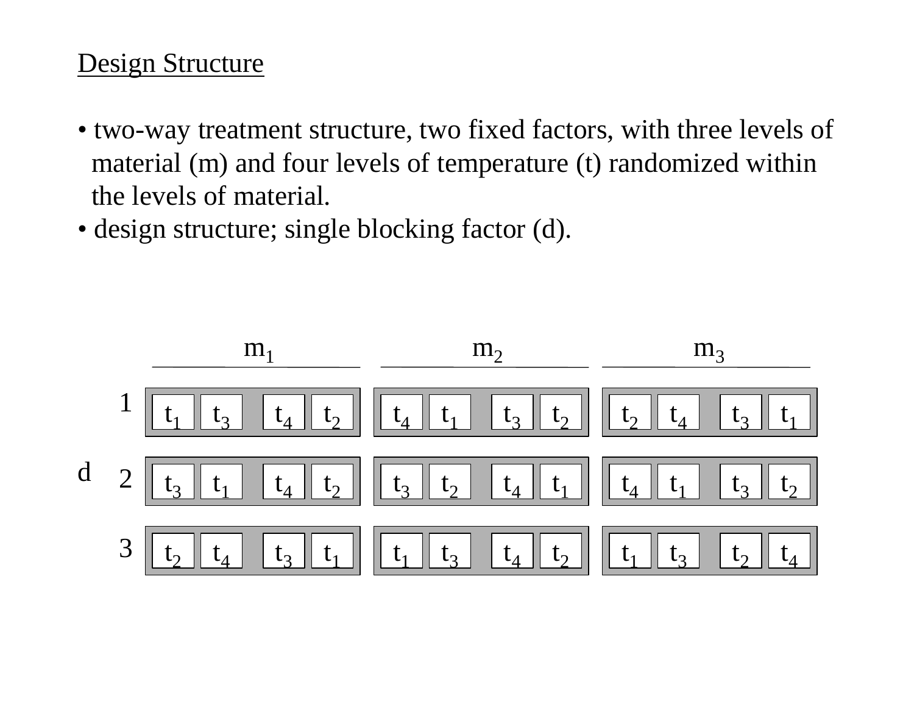## Design Structure

- two-way treatment structure, two fixed factors, with three levels of material (m) and four levels of temperature (t) randomized within the levels of material.
- design structure; single blocking factor (d).

| d | $m_1$ | | | | $m_2$ | | | | $m_3$ | | | |
|---|---|---|---|---|---|---|---|---|---|---|---|---|
| 1 | $t_1$ | $t_3$ | $t_4$ | $t_2$ | $t_4$ | $t_1$ | $t_3$ | $t_2$ | $t_2$ | $t_4$ | $t_3$ | $t_1$ |
| 2 | $t_3$ | $t_1$ | $t_4$ | $t_2$ | $t_3$ | $t_2$ | $t_4$ | $t_1$ | $t_4$ | $t_1$ | $t_3$ | $t_2$ |
| 3 | $t_2$ | $t_4$ | $t_3$ | $t_1$ | $t_1$ | $t_3$ | $t_4$ | $t_2$ | $t_1$ | $t_3$ | $t_2$ | $t_4$ |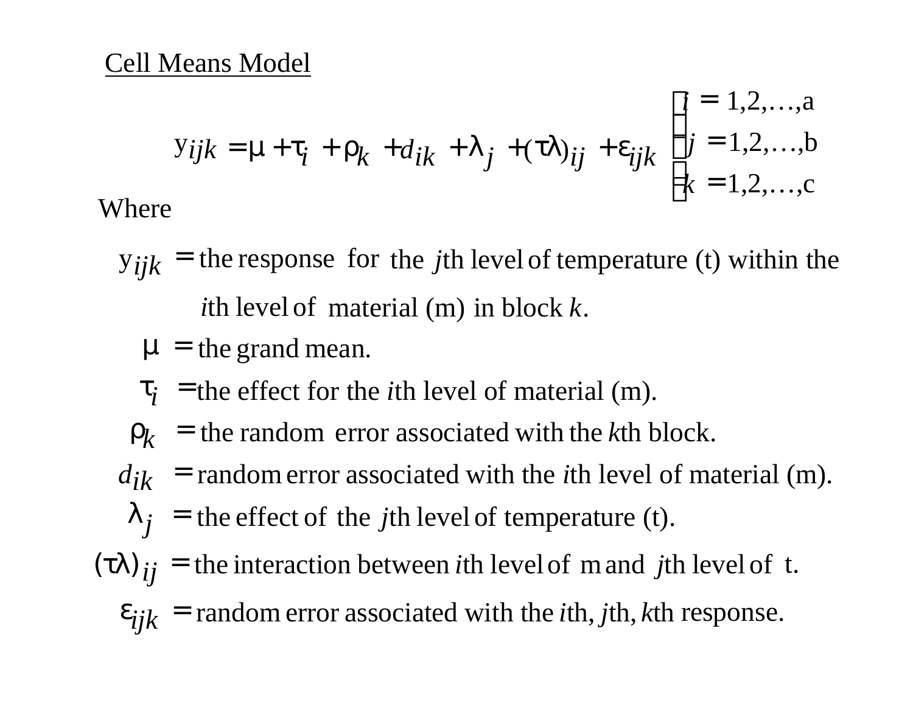Cell Means Model

$$y_{ijk} = \mu + \tau_i + \rho_k + d_{ik} + \lambda_j + (\tau\lambda)_{ij} + \varepsilon_{ijk} \quad \begin{cases} i = 1,2,\ldots,a \\ j = 1,2,\ldots,b \\ k = 1,2,\ldots,c \end{cases}$$

Where

$y_{ijk}$ = the response for the *j*th level of temperature (t) within the *i*th level of material (m) in block *k*.

$\mu$ = the grand mean.

$\tau_i$ = the effect for the *i*th level of material (m).

$\rho_k$ = the random error associated with the *k*th block.

$d_{ik}$ = random error associated with the *i*th level of material (m).

$\lambda_j$ = the effect of the *j*th level of temperature (t).

$(\tau\lambda)_{ij}$ = the interaction between *i*th level of m and *j*th level of t.

$\varepsilon_{ijk}$ = random error associated with the *i*th, *j*th, *k*th response.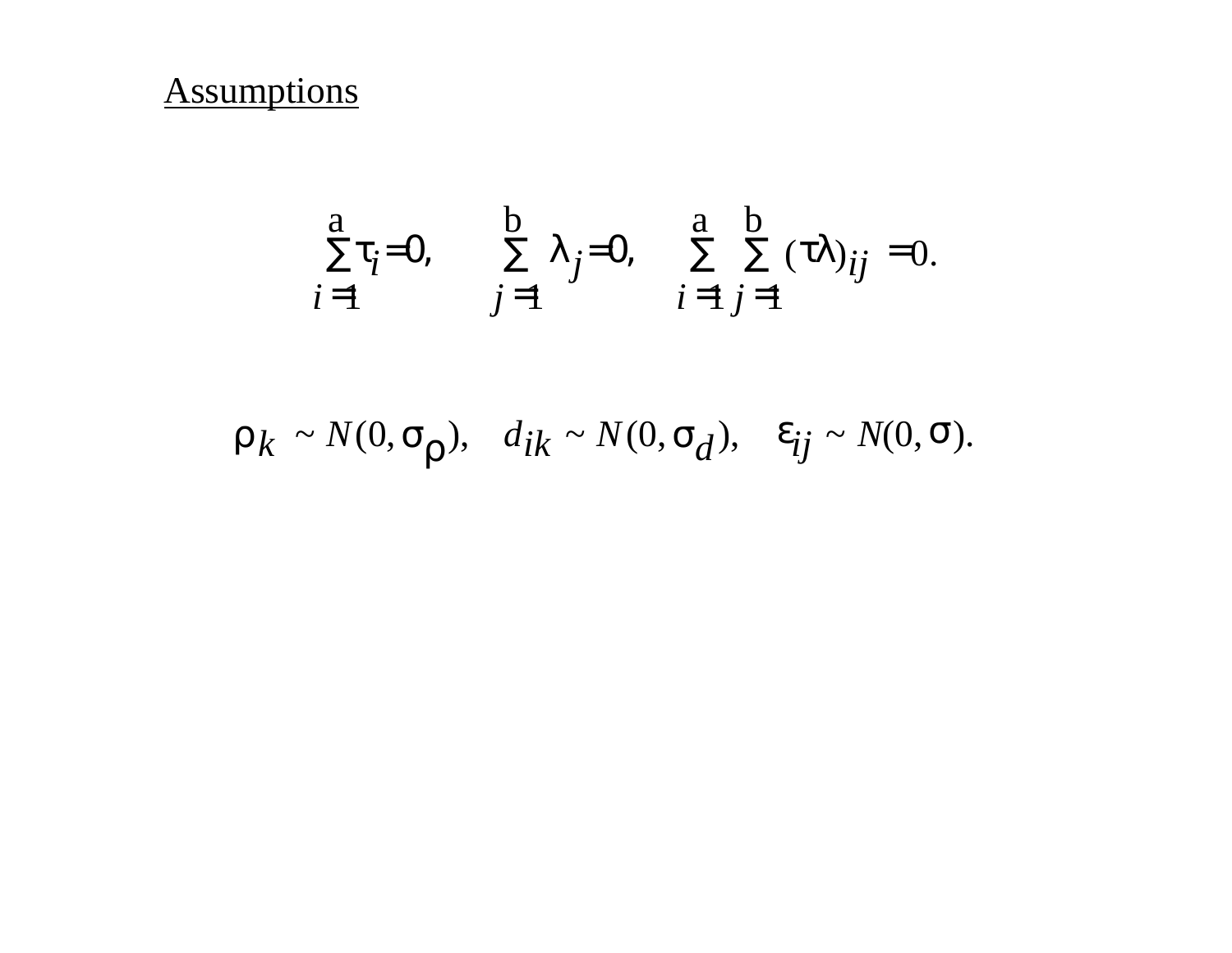Assumptions

$$\sum_{i=1}^{a} \tau_i = 0, \qquad \sum_{j=1}^{b} \lambda_j = 0, \qquad \sum_{i=1}^{a} \sum_{j=1}^{b} (\tau\lambda)_{ij} = 0.$$

$$\rho_k \sim N(0, \sigma_\rho), \quad d_{ik} \sim N(0, \sigma_d), \quad \varepsilon_{ij} \sim N(0, \sigma).$$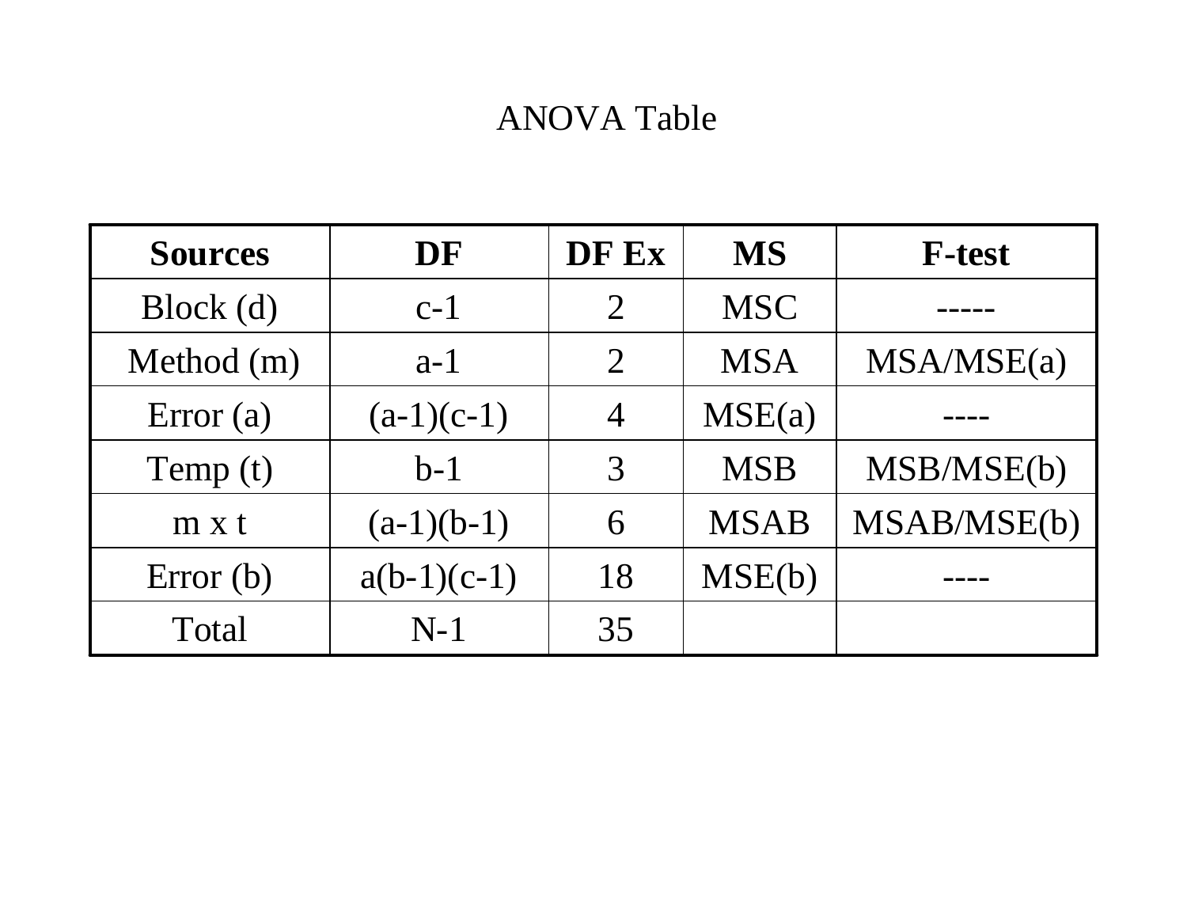# ANOVA Table

| Sources | DF | DF Ex | MS | F-test |
|---|---|---|---|---|
| Block (d) | c-1 | 2 | MSC | ----- |
| Method (m) | a-1 | 2 | MSA | MSA/MSE(a) |
| Error (a) | (a-1)(c-1) | 4 | MSE(a) | ---- |
| Temp (t) | b-1 | 3 | MSB | MSB/MSE(b) |
| m x t | (a-1)(b-1) | 6 | MSAB | MSAB/MSE(b) |
| Error (b) | a(b-1)(c-1) | 18 | MSE(b) | ---- |
| Total | N-1 | 35 | | |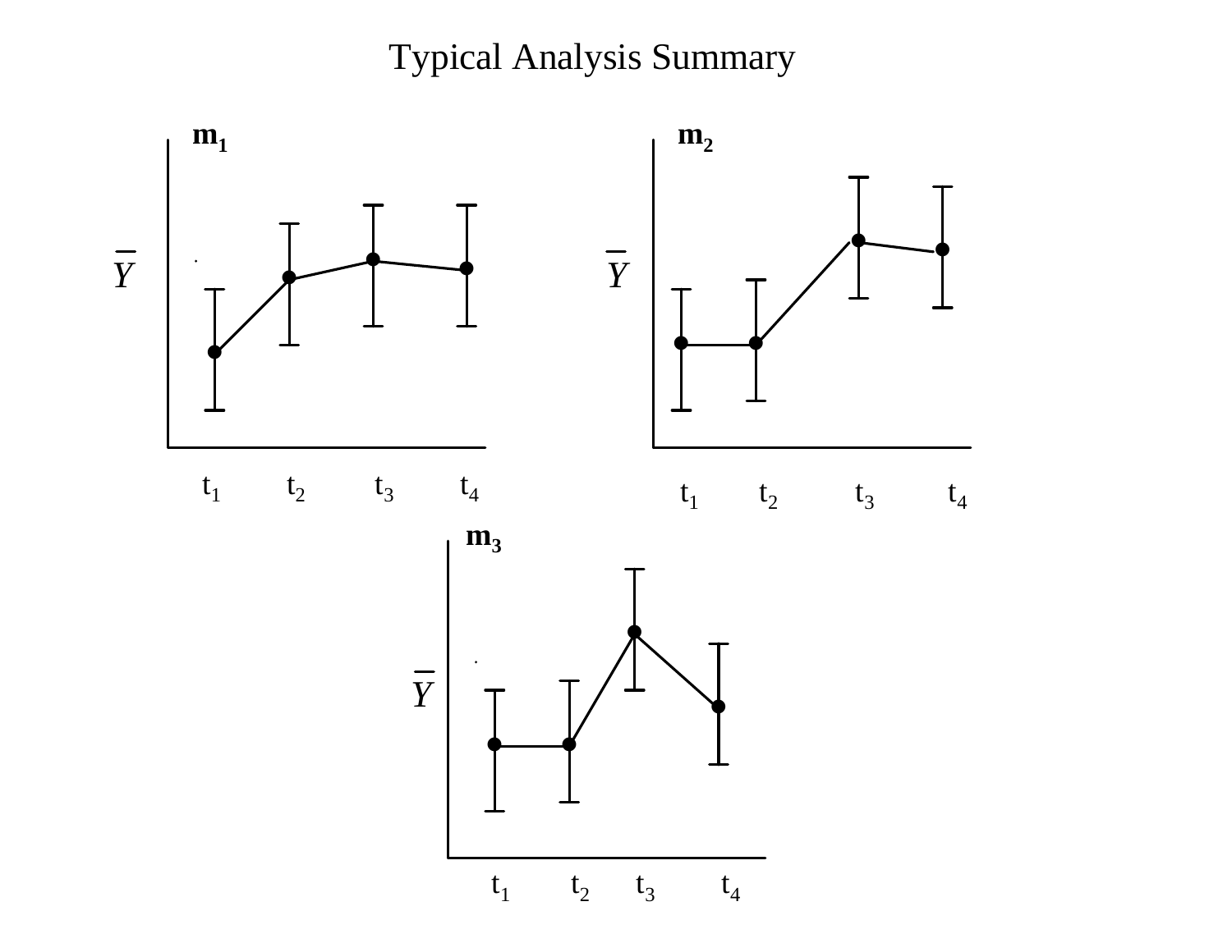# Typical Analysis Summary

**$m_1$**

$\bar{Y}$

$t_1$ $t_2$ $t_3$ $t_4$

**$m_2$**

$\bar{Y}$

$t_1$ $t_2$ $t_3$ $t_4$

**$m_3$**

$\bar{Y}$

$t_1$ $t_2$ $t_3$ $t_4$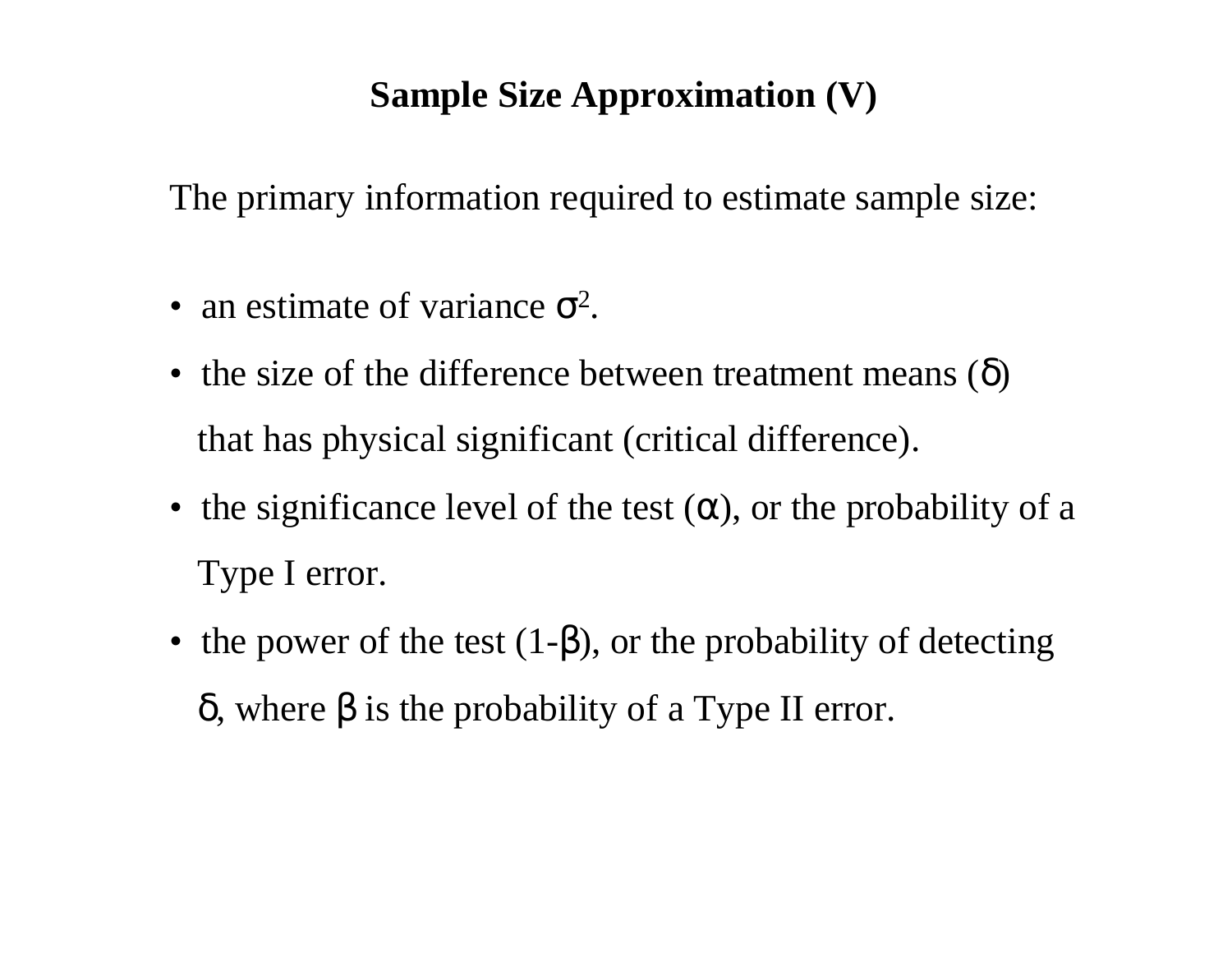# Sample Size Approximation (V)

The primary information required to estimate sample size:

- an estimate of variance $\sigma^2$.
- the size of the difference between treatment means ($\delta$) that has physical significant (critical difference).
- the significance level of the test ($\alpha$), or the probability of a Type I error.
- the power of the test ($1-\beta$), or the probability of detecting $\delta$, where $\beta$ is the probability of a Type II error.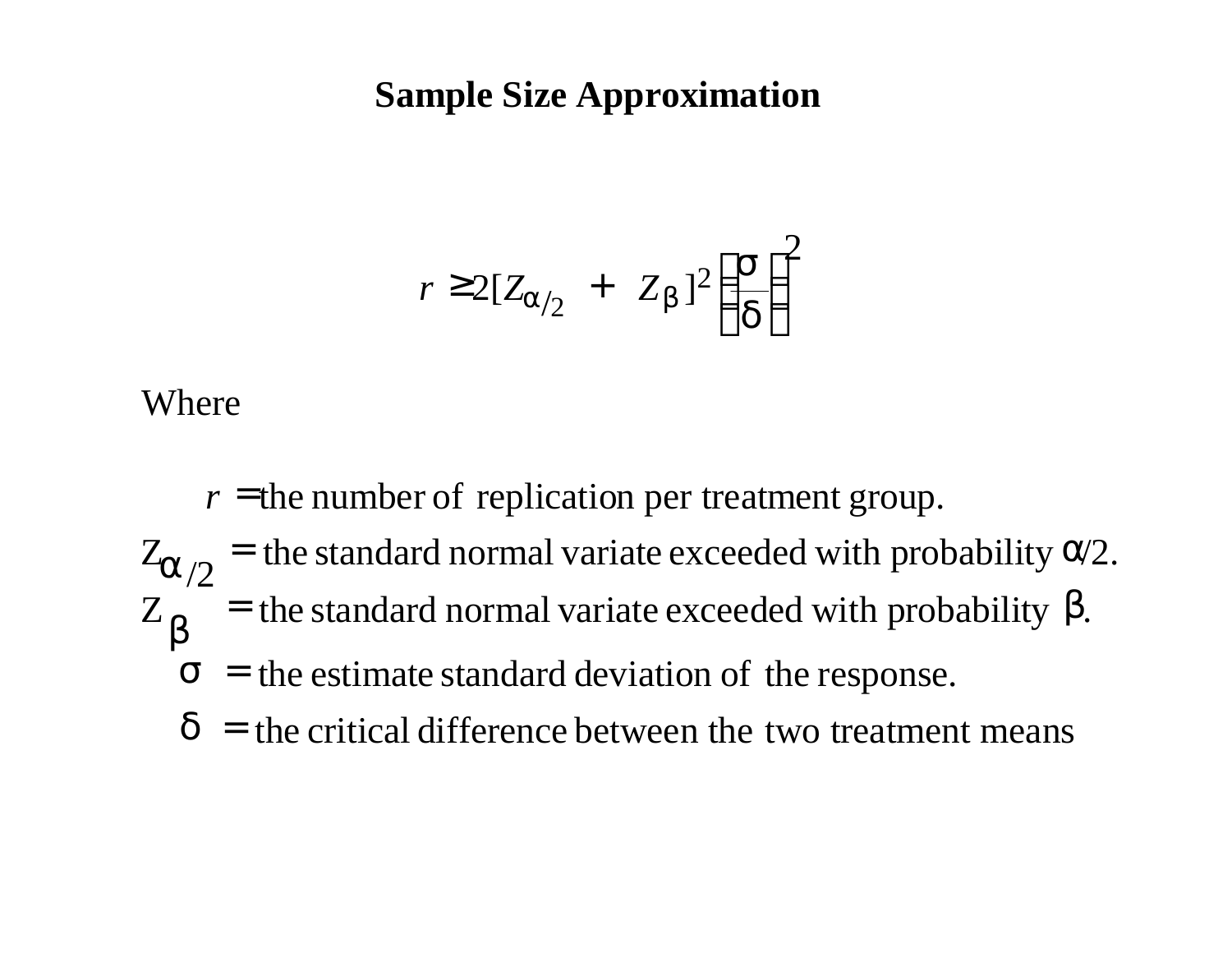# Sample Size Approximation

$$r \geq 2[Z_{\alpha/2} + Z_{\beta}]^2 \left(\frac{\sigma}{\delta}\right)^2$$

Where

$r$ = the number of replication per treatment group.

$Z_{\alpha/2}$ = the standard normal variate exceeded with probability $\alpha/2$.

$Z_{\beta}$ = the standard normal variate exceeded with probability $\beta$.

$\sigma$ = the estimate standard deviation of the response.

$\delta$ = the critical difference between the two treatment means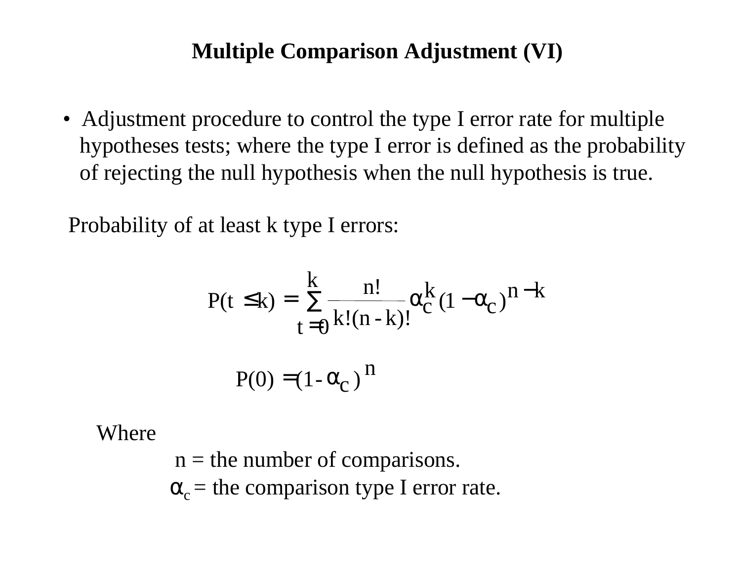# Multiple Comparison Adjustment (VI)

- Adjustment procedure to control the type I error rate for multiple hypotheses tests; where the type I error is defined as the probability of rejecting the null hypothesis when the null hypothesis is true.

Probability of at least k type I errors:

$$P(t \leq k) = \sum_{t=0}^{k} \frac{n!}{k!(n-k)!} \alpha_c^k (1 - \alpha_c)^{n-k}$$

$$P(0) = (1 - \alpha_c)^n$$

Where

$n$ = the number of comparisons.

$\alpha_c$ = the comparison type I error rate.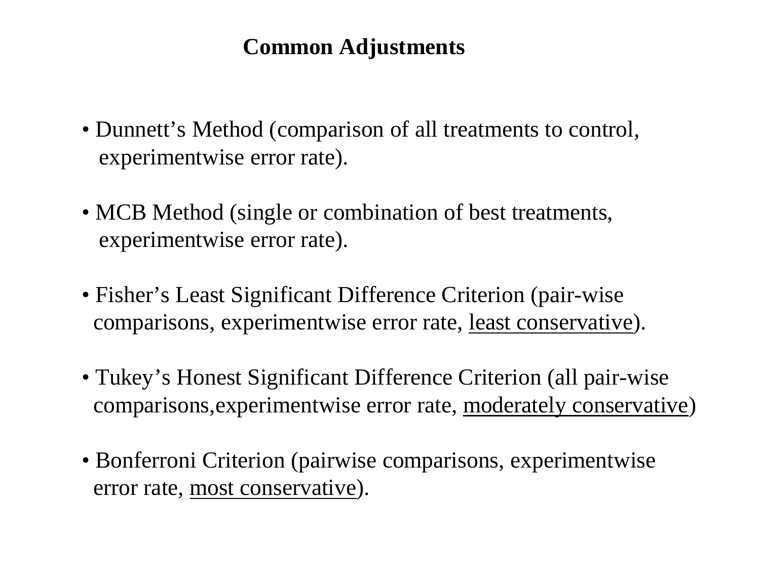## Common Adjustments

- Dunnett's Method (comparison of all treatments to control, experimentwise error rate).
- MCB Method (single or combination of best treatments, experimentwise error rate).
- Fisher's Least Significant Difference Criterion (pair-wise comparisons, experimentwise error rate, <u>least conservative</u>).
- Tukey's Honest Significant Difference Criterion (all pair-wise comparisons,experimentwise error rate, <u>moderately conservative</u>)
- Bonferroni Criterion (pairwise comparisons, experimentwise error rate, <u>most conservative</u>).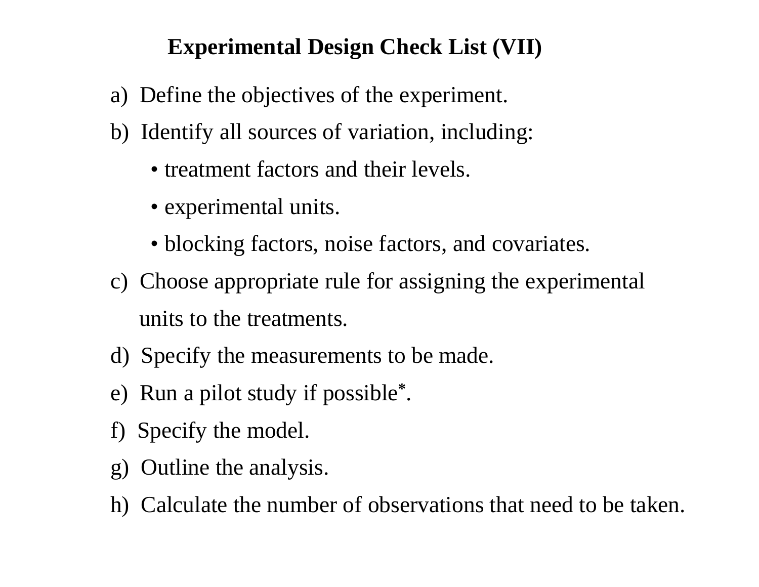# Experimental Design Check List (VII)

a) Define the objectives of the experiment.

b) Identify all sources of variation, including:

- treatment factors and their levels.
- experimental units.
- blocking factors, noise factors, and covariates.

c) Choose appropriate rule for assigning the experimental units to the treatments.

d) Specify the measurements to be made.

e) Run a pilot study if possible*.

f) Specify the model.

g) Outline the analysis.

h) Calculate the number of observations that need to be taken.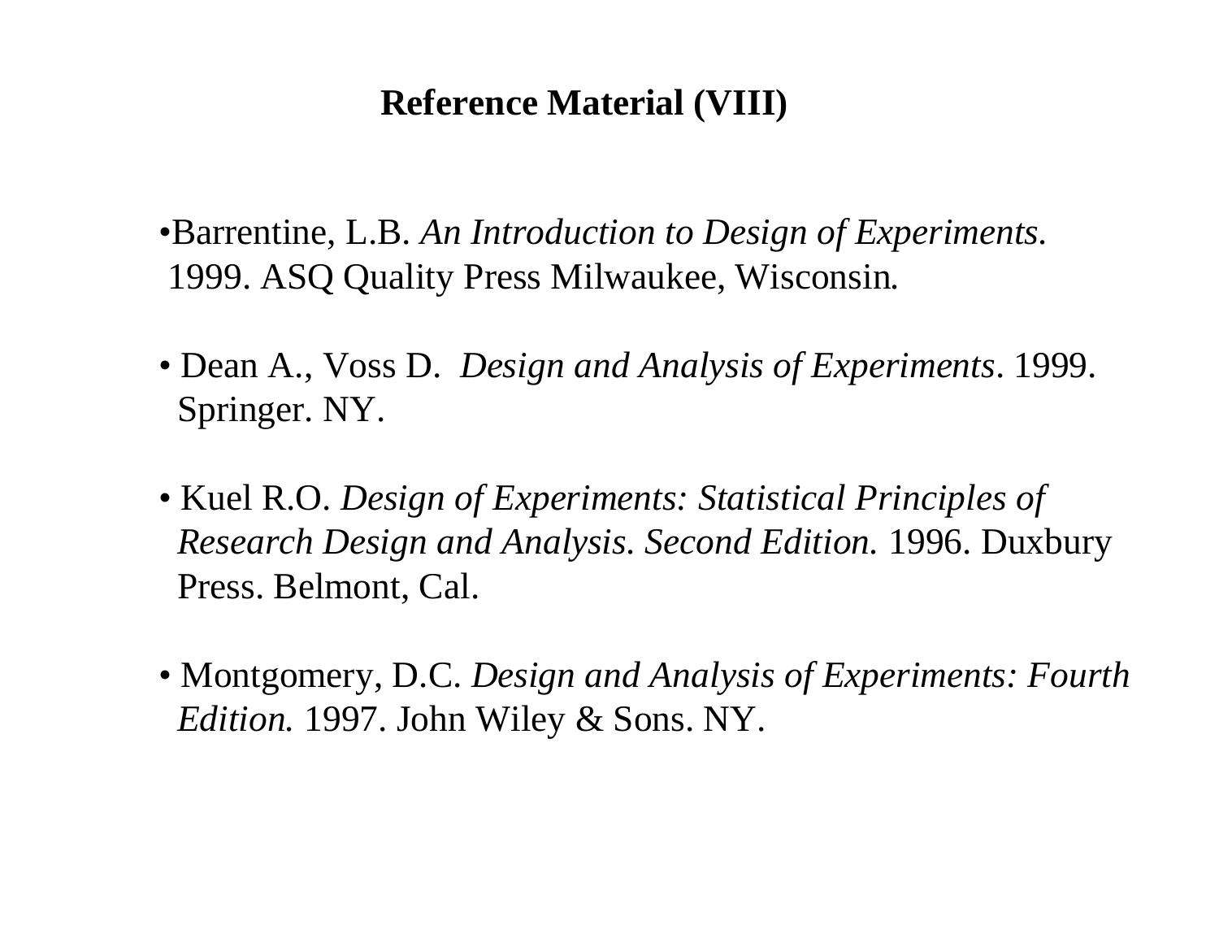# Reference Material (VIII)

- Barrentine, L.B. *An Introduction to Design of Experiments.* 1999. ASQ Quality Press Milwaukee, Wisconsin.

- Dean A., Voss D. *Design and Analysis of Experiments*. 1999. Springer. NY.

- Kuel R.O. *Design of Experiments: Statistical Principles of Research Design and Analysis. Second Edition.* 1996. Duxbury Press. Belmont, Cal.

- Montgomery, D.C. *Design and Analysis of Experiments: Fourth Edition.* 1997. John Wiley & Sons. NY.